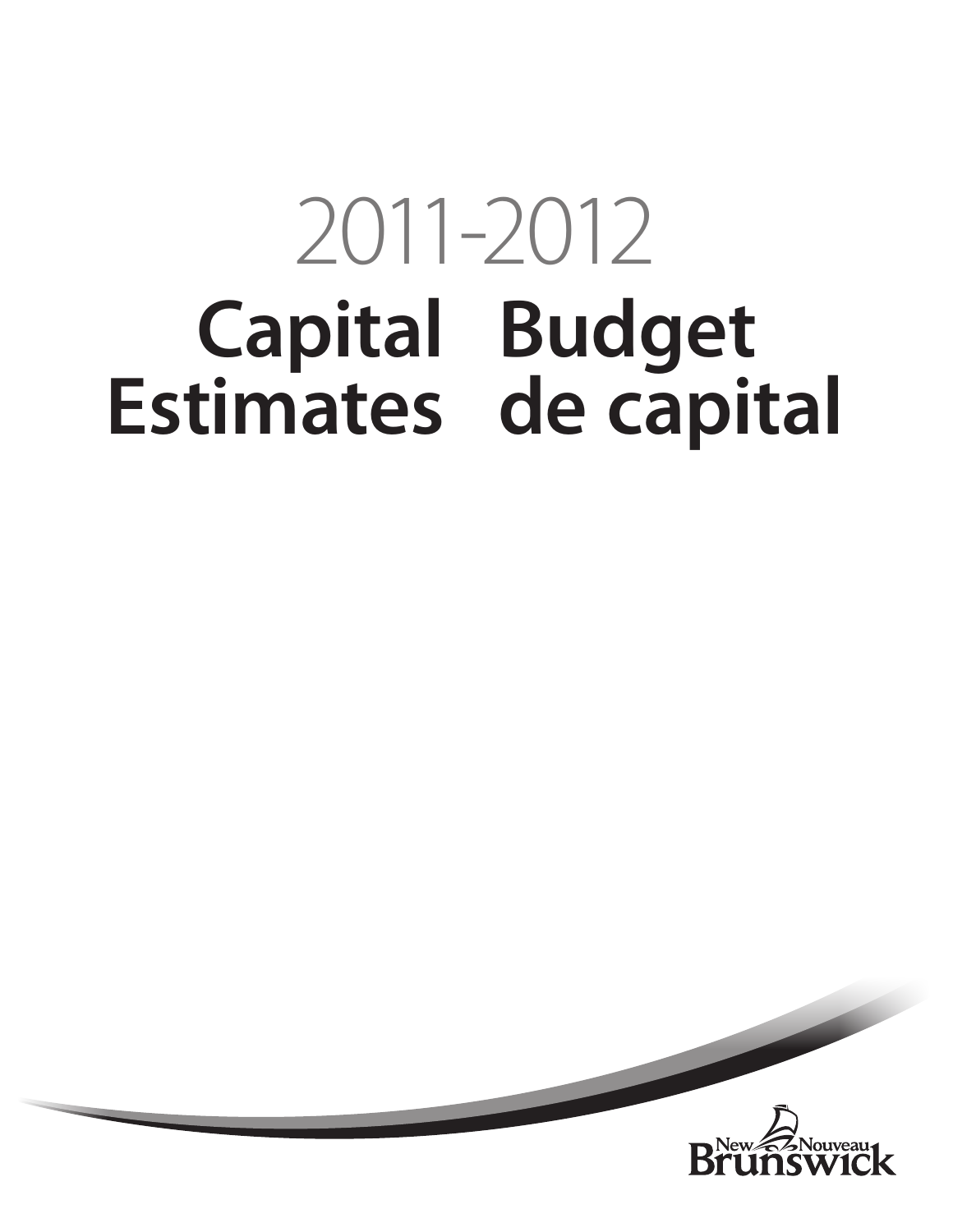# 2011-2012

# Capital Estimates

# Budget de capital

New Nouveau Brunswick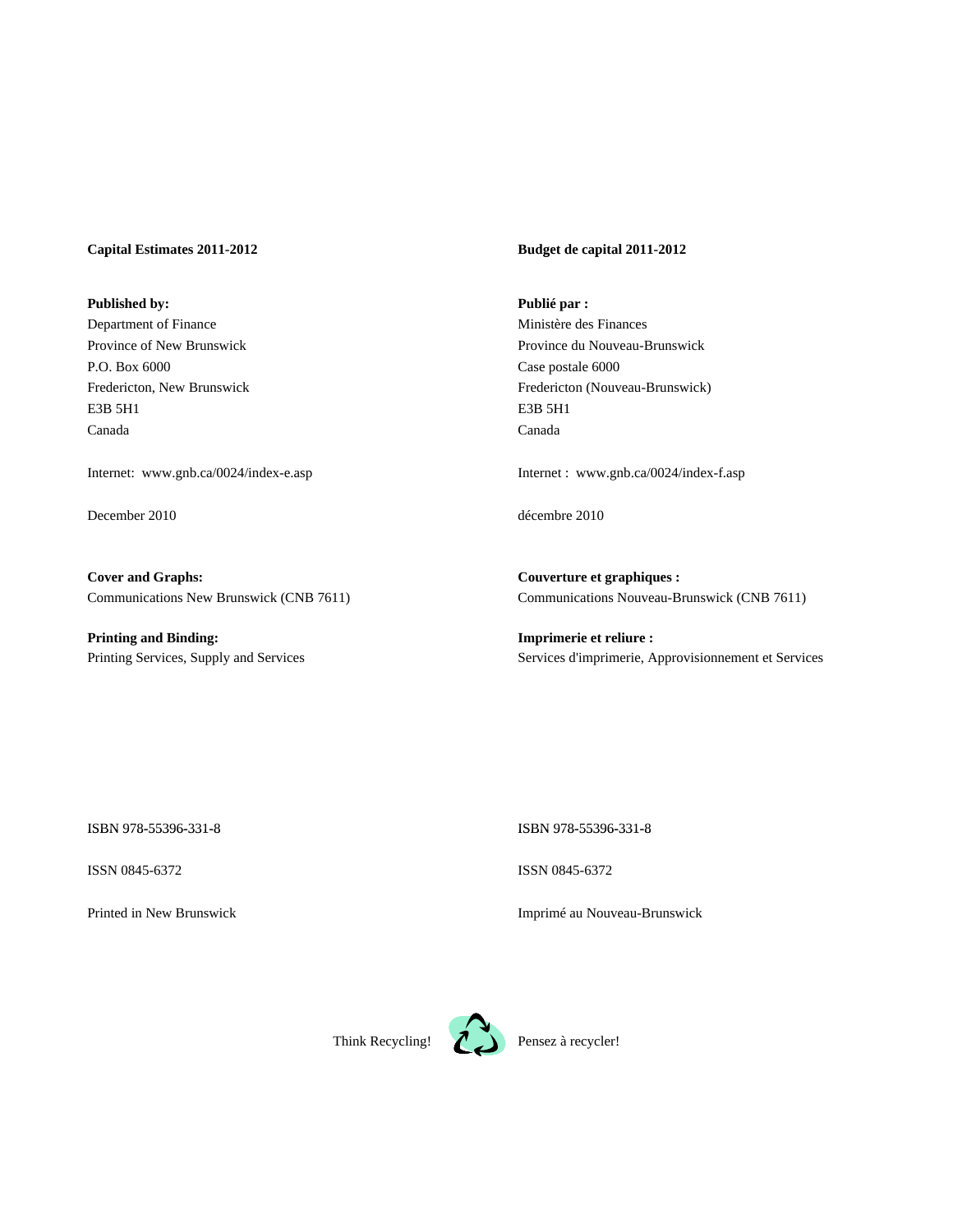**Capital Estimates 2011-2012**

**Published by:**
Department of Finance
Province of New Brunswick
P.O. Box 6000
Fredericton, New Brunswick
E3B 5H1
Canada

Internet: www.gnb.ca/0024/index-e.asp

December 2010

**Cover and Graphs:**
Communications New Brunswick (CNB 7611)

**Printing and Binding:**
Printing Services, Supply and Services

ISBN 978-55396-331-8

ISSN 0845-6372

Printed in New Brunswick

Think Recycling!

**Budget de capital 2011-2012**

**Publié par :**
Ministère des Finances
Province du Nouveau-Brunswick
Case postale 6000
Fredericton (Nouveau-Brunswick)
E3B 5H1
Canada

Internet : www.gnb.ca/0024/index-f.asp

décembre 2010

**Couverture et graphiques :**
Communications Nouveau-Brunswick (CNB 7611)

**Imprimerie et reliure :**
Services d'imprimerie, Approvisionnement et Services

ISBN 978-55396-331-8

ISSN 0845-6372

Imprimé au Nouveau-Brunswick

Pensez à recycler!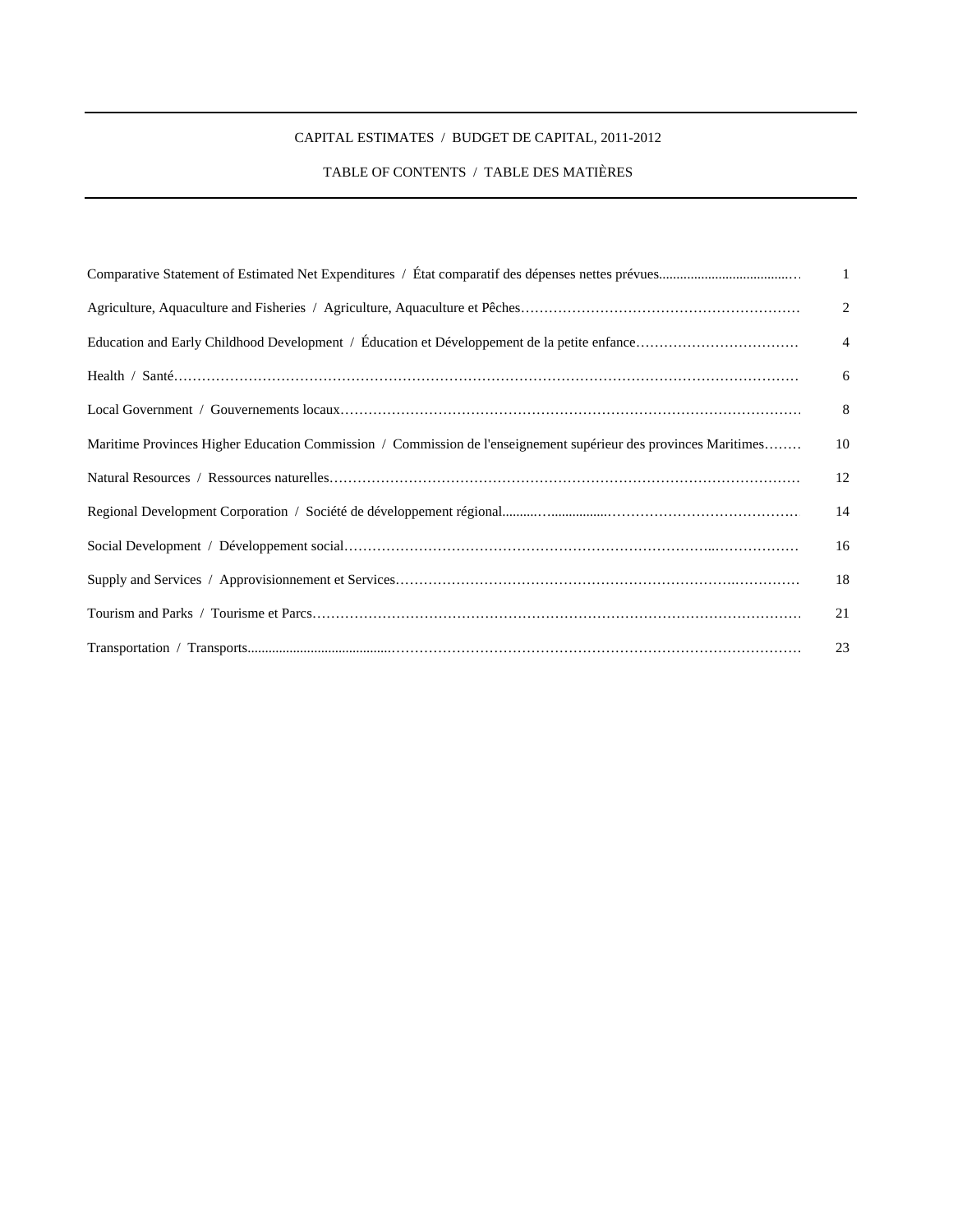CAPITAL ESTIMATES / BUDGET DE CAPITAL, 2011-2012

TABLE OF CONTENTS / TABLE DES MATIÈRES

| | |
|---|---|
| Comparative Statement of Estimated Net Expenditures / État comparatif des dépenses nettes prévues | 1 |
| Agriculture, Aquaculture and Fisheries / Agriculture, Aquaculture et Pêches | 2 |
| Education and Early Childhood Development / Éducation et Développement de la petite enfance | 4 |
| Health / Santé | 6 |
| Local Government / Gouvernements locaux | 8 |
| Maritime Provinces Higher Education Commission / Commission de l'enseignement supérieur des provinces Maritimes | 10 |
| Natural Resources / Ressources naturelles | 12 |
| Regional Development Corporation / Société de développement régional | 14 |
| Social Development / Développement social | 16 |
| Supply and Services / Approvisionnement et Services | 18 |
| Tourism and Parks / Tourisme et Parcs | 21 |
| Transportation / Transports | 23 |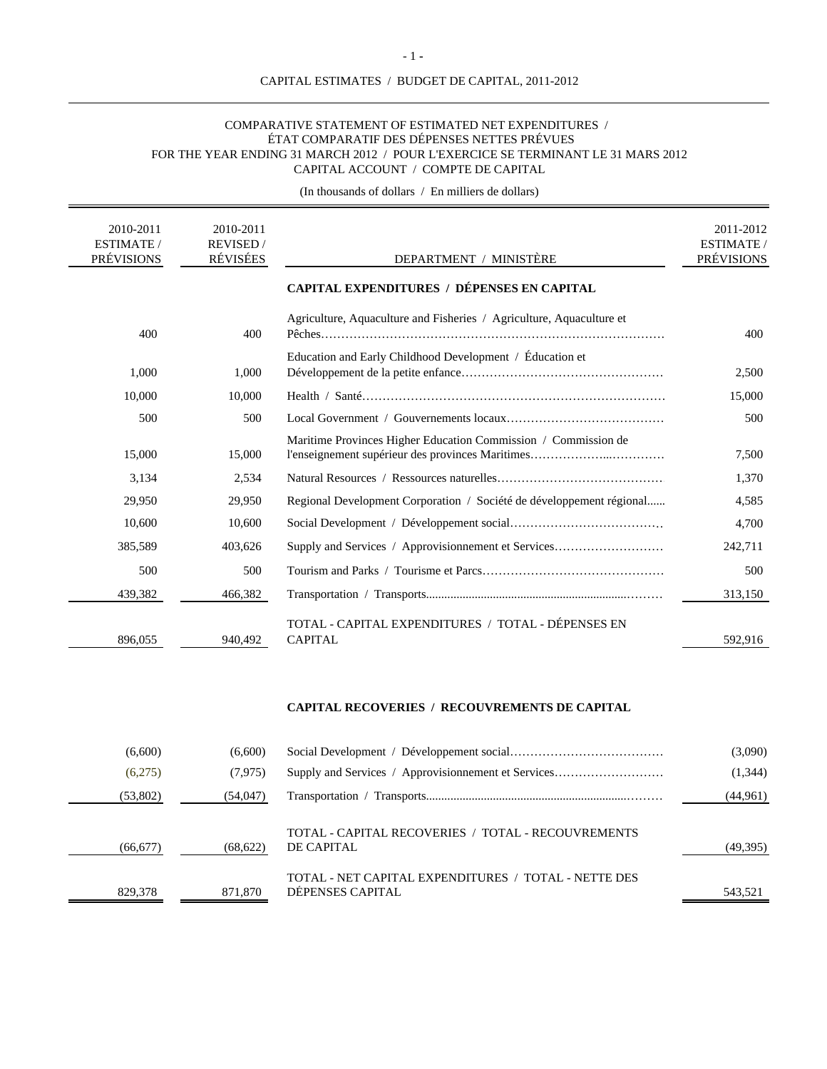CAPITAL ESTIMATES / BUDGET DE CAPITAL, 2011-2012

COMPARATIVE STATEMENT OF ESTIMATED NET EXPENDITURES / ÉTAT COMPARATIF DES DÉPENSES NETTES PRÉVUES
FOR THE YEAR ENDING 31 MARCH 2012 / POUR L'EXERCICE SE TERMINANT LE 31 MARS 2012
CAPITAL ACCOUNT / COMPTE DE CAPITAL

(In thousands of dollars / En milliers de dollars)

| 2010-2011 ESTIMATE / PRÉVISIONS | 2010-2011 REVISED / RÉVISÉES | DEPARTMENT / MINISTÈRE | 2011-2012 ESTIMATE / PRÉVISIONS |
|---|---|---|---|
| | | **CAPITAL EXPENDITURES / DÉPENSES EN CAPITAL** | |
| 400 | 400 | Agriculture, Aquaculture and Fisheries / Agriculture, Aquaculture et Pêches | 400 |
| 1,000 | 1,000 | Education and Early Childhood Development / Éducation et Développement de la petite enfance | 2,500 |
| 10,000 | 10,000 | Health / Santé | 15,000 |
| 500 | 500 | Local Government / Gouvernements locaux | 500 |
| 15,000 | 15,000 | Maritime Provinces Higher Education Commission / Commission de l'enseignement supérieur des provinces Maritimes | 7,500 |
| 3,134 | 2,534 | Natural Resources / Ressources naturelles | 1,370 |
| 29,950 | 29,950 | Regional Development Corporation / Société de développement régional | 4,585 |
| 10,600 | 10,600 | Social Development / Développement social | 4,700 |
| 385,589 | 403,626 | Supply and Services / Approvisionnement et Services | 242,711 |
| 500 | 500 | Tourism and Parks / Tourisme et Parcs | 500 |
| 439,382 | 466,382 | Transportation / Transports | 313,150 |
| 896,055 | 940,492 | TOTAL - CAPITAL EXPENDITURES / TOTAL - DÉPENSES EN CAPITAL | 592,916 |
| | | **CAPITAL RECOVERIES / RECOUVREMENTS DE CAPITAL** | |
| (6,600) | (6,600) | Social Development / Développement social | (3,090) |
| (6,275) | (7,975) | Supply and Services / Approvisionnement et Services | (1,344) |
| (53,802) | (54,047) | Transportation / Transports | (44,961) |
| (66,677) | (68,622) | TOTAL - CAPITAL RECOVERIES / TOTAL - RECOUVREMENTS DE CAPITAL | (49,395) |
| 829,378 | 871,870 | TOTAL - NET CAPITAL EXPENDITURES / TOTAL - NETTE DES DÉPENSES CAPITAL | 543,521 |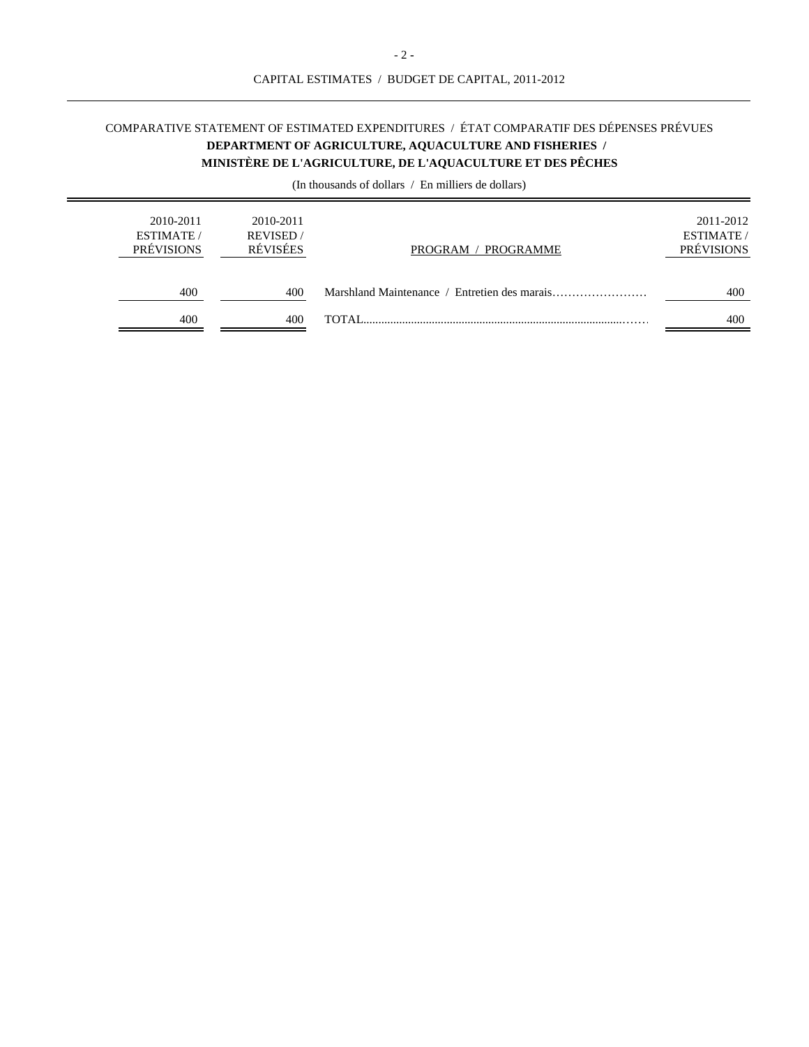CAPITAL ESTIMATES / BUDGET DE CAPITAL, 2011-2012

COMPARATIVE STATEMENT OF ESTIMATED EXPENDITURES / ÉTAT COMPARATIF DES DÉPENSES PRÉVUES

**DEPARTMENT OF AGRICULTURE, AQUACULTURE AND FISHERIES / MINISTÈRE DE L'AGRICULTURE, DE L'AQUACULTURE ET DES PÊCHES**

(In thousands of dollars / En milliers de dollars)

| 2010-2011 ESTIMATE / PRÉVISIONS | 2010-2011 REVISED / RÉVISÉES | PROGRAM / PROGRAMME | 2011-2012 ESTIMATE / PRÉVISIONS |
|---|---|---|---|
| 400 | 400 | Marshland Maintenance / Entretien des marais | 400 |
| 400 | 400 | TOTAL | 400 |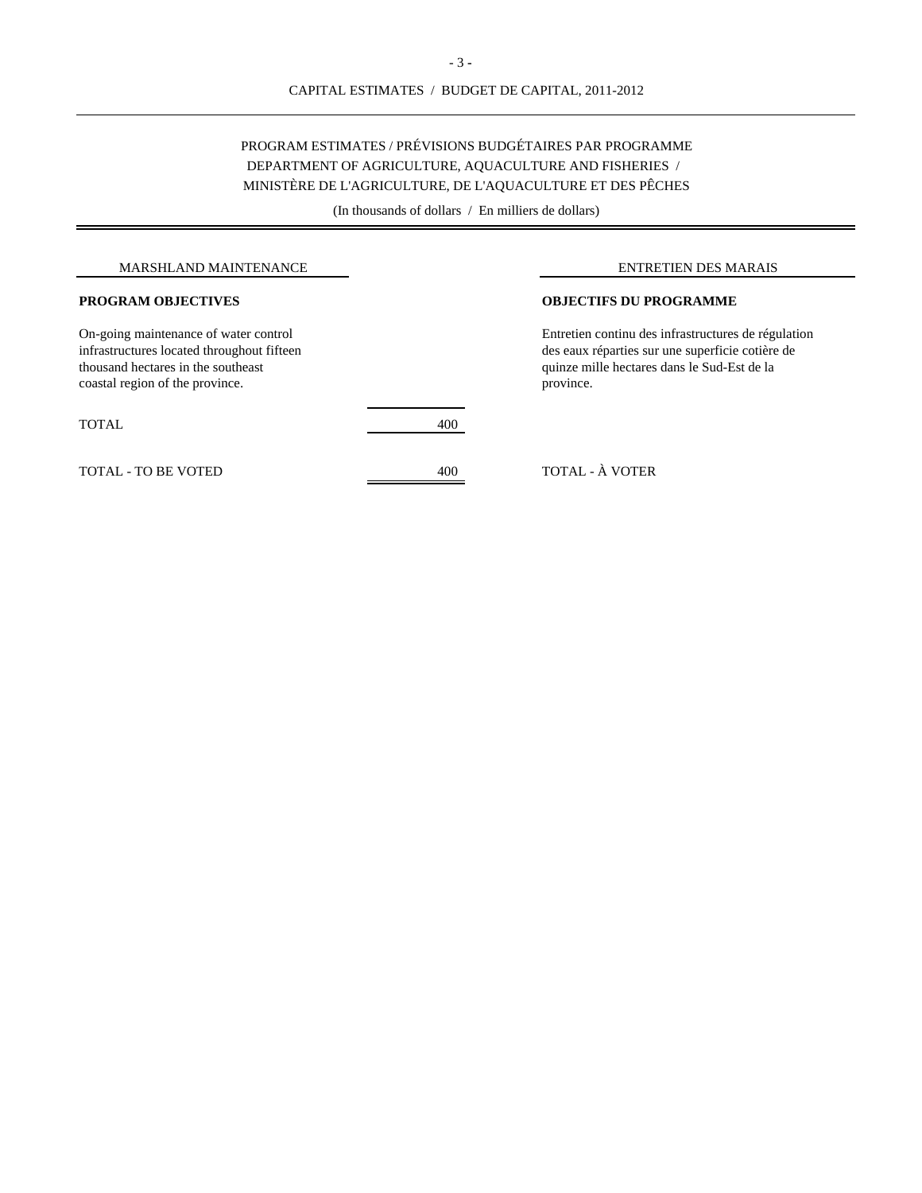# CAPITAL ESTIMATES / BUDGET DE CAPITAL, 2011-2012

## PROGRAM ESTIMATES / PRÉVISIONS BUDGÉTAIRES PAR PROGRAMME
## DEPARTMENT OF AGRICULTURE, AQUACULTURE AND FISHERIES / MINISTÈRE DE L'AGRICULTURE, DE L'AQUACULTURE ET DES PÊCHES

(In thousands of dollars / En milliers de dollars)

### MARSHLAND MAINTENANCE / ENTRETIEN DES MARAIS

**PROGRAM OBJECTIVES**

On-going maintenance of water control infrastructures located throughout fifteen thousand hectares in the southeast coastal region of the province.

**OBJECTIFS DU PROGRAMME**

Entretien continu des infrastructures de régulation des eaux réparties sur une superficie cotière de quinze mille hectares dans le Sud-Est de la province.

| | | |
|---|---|---|
| TOTAL | 400 | |
| TOTAL - TO BE VOTED | 400 | TOTAL - À VOTER |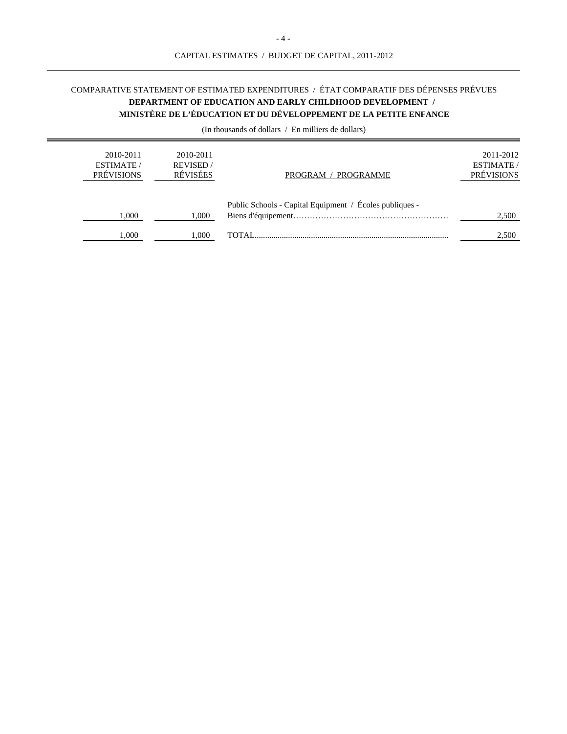CAPITAL ESTIMATES / BUDGET DE CAPITAL, 2011-2012

COMPARATIVE STATEMENT OF ESTIMATED EXPENDITURES / ÉTAT COMPARATIF DES DÉPENSES PRÉVUES

**DEPARTMENT OF EDUCATION AND EARLY CHILDHOOD DEVELOPMENT / MINISTÈRE DE L'ÉDUCATION ET DU DÉVELOPPEMENT DE LA PETITE ENFANCE**

(In thousands of dollars / En milliers de dollars)

| 2010-2011 ESTIMATE / PRÉVISIONS | 2010-2011 REVISED / RÉVISÉES | PROGRAM / PROGRAMME | 2011-2012 ESTIMATE / PRÉVISIONS |
|---|---|---|---|
| 1,000 | 1,000 | Public Schools - Capital Equipment / Écoles publiques - Biens d'équipement | 2,500 |
| 1,000 | 1,000 | TOTAL | 2,500 |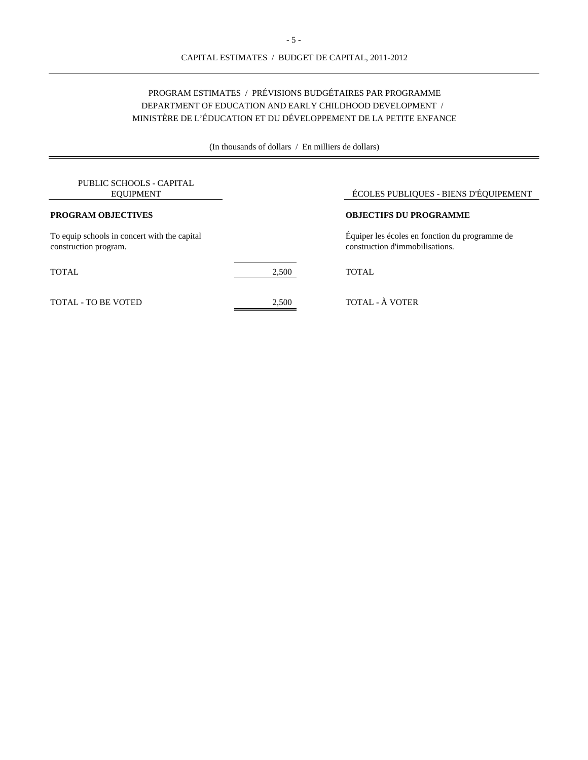CAPITAL ESTIMATES / BUDGET DE CAPITAL, 2011-2012

## PROGRAM ESTIMATES / PRÉVISIONS BUDGÉTAIRES PAR PROGRAMME
## DEPARTMENT OF EDUCATION AND EARLY CHILDHOOD DEVELOPMENT / MINISTÈRE DE L'ÉDUCATION ET DU DÉVELOPPEMENT DE LA PETITE ENFANCE

(In thousands of dollars / En milliers de dollars)

| PUBLIC SCHOOLS - CAPITAL EQUIPMENT | | ÉCOLES PUBLIQUES - BIENS D'ÉQUIPEMENT |
|---|---|---|
| **PROGRAM OBJECTIVES** | | **OBJECTIFS DU PROGRAMME** |
| To equip schools in concert with the capital construction program. | | Équiper les écoles en fonction du programme de construction d'immobilisations. |
| TOTAL | 2,500 | TOTAL |
| TOTAL - TO BE VOTED | 2,500 | TOTAL - À VOTER |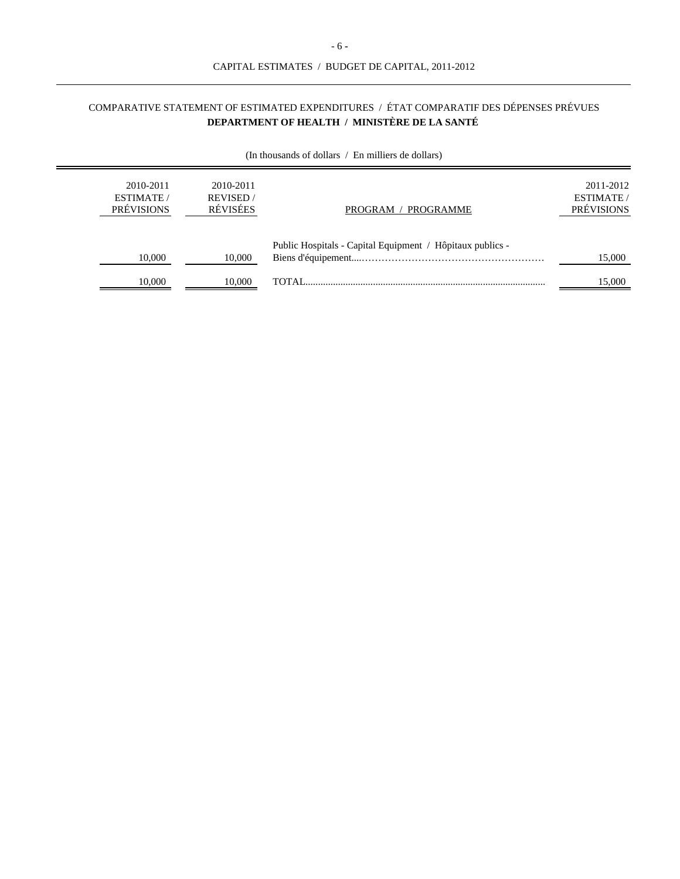CAPITAL ESTIMATES / BUDGET DE CAPITAL, 2011-2012

## COMPARATIVE STATEMENT OF ESTIMATED EXPENDITURES / ÉTAT COMPARATIF DES DÉPENSES PRÉVUES

### DEPARTMENT OF HEALTH / MINISTÈRE DE LA SANTÉ

(In thousands of dollars / En milliers de dollars)

| 2010-2011 ESTIMATE / PRÉVISIONS | 2010-2011 REVISED / RÉVISÉES | PROGRAM / PROGRAMME | 2011-2012 ESTIMATE / PRÉVISIONS |
|---|---|---|---|
| 10,000 | 10,000 | Public Hospitals - Capital Equipment / Hôpitaux publics - Biens d'équipement | 15,000 |
| 10,000 | 10,000 | TOTAL | 15,000 |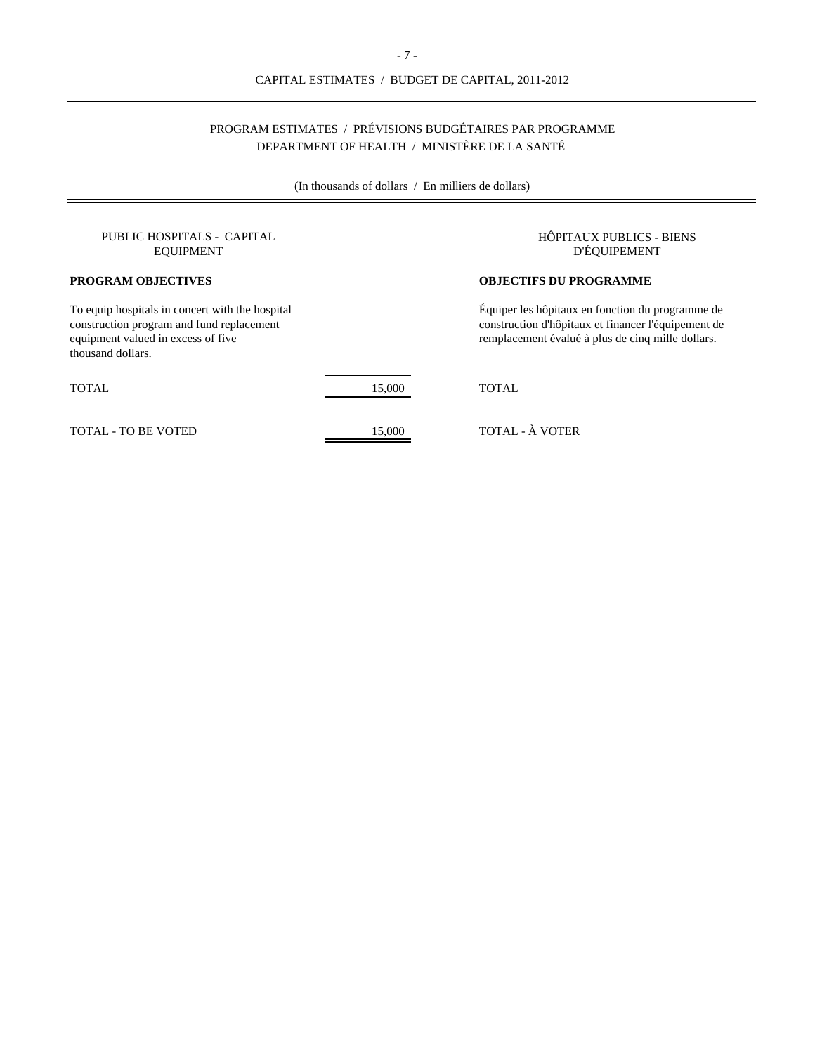CAPITAL ESTIMATES / BUDGET DE CAPITAL, 2011-2012

## PROGRAM ESTIMATES / PRÉVISIONS BUDGÉTAIRES PAR PROGRAMME
## DEPARTMENT OF HEALTH / MINISTÈRE DE LA SANTÉ

(In thousands of dollars / En milliers de dollars)

### PUBLIC HOSPITALS - CAPITAL EQUIPMENT

**PROGRAM OBJECTIVES**

To equip hospitals in concert with the hospital construction program and fund replacement equipment valued in excess of five thousand dollars.

### HÔPITAUX PUBLICS - BIENS D'ÉQUIPEMENT

**OBJECTIFS DU PROGRAMME**

Équiper les hôpitaux en fonction du programme de construction d'hôpitaux et financer l'équipement de remplacement évalué à plus de cinq mille dollars.

| | | |
|---|---|---|
| TOTAL | 15,000 | TOTAL |
| TOTAL - TO BE VOTED | 15,000 | TOTAL - À VOTER |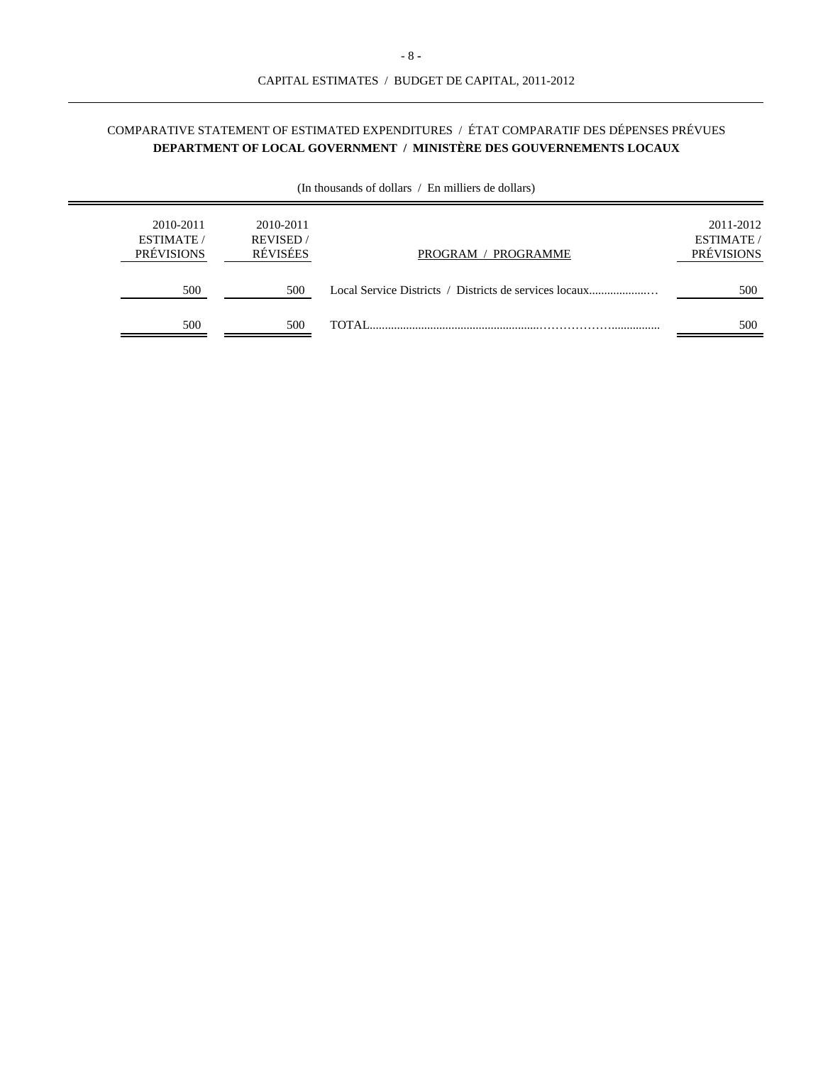COMPARATIVE STATEMENT OF ESTIMATED EXPENDITURES / ÉTAT COMPARATIF DES DÉPENSES PRÉVUES

**DEPARTMENT OF LOCAL GOVERNMENT / MINISTÈRE DES GOUVERNEMENTS LOCAUX**

(In thousands of dollars / En milliers de dollars)

| 2010-2011 ESTIMATE / PRÉVISIONS | 2010-2011 REVISED / RÉVISÉES | PROGRAM / PROGRAMME | 2011-2012 ESTIMATE / PRÉVISIONS |
|---|---|---|---|
| 500 | 500 | Local Service Districts / Districts de services locaux | 500 |
| 500 | 500 | TOTAL | 500 |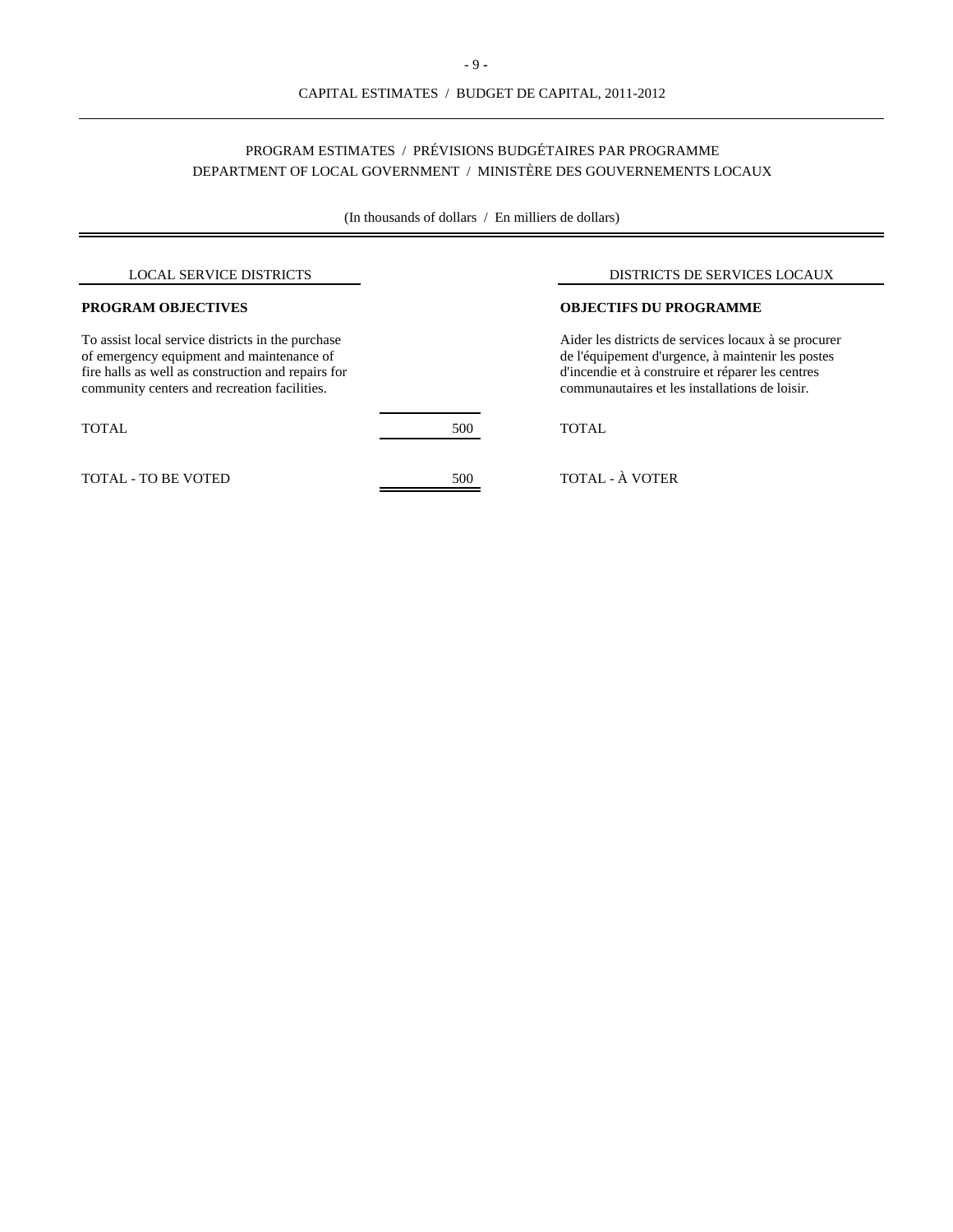PROGRAM ESTIMATES / PRÉVISIONS BUDGÉTAIRES PAR PROGRAMME
DEPARTMENT OF LOCAL GOVERNMENT / MINISTÈRE DES GOUVERNEMENTS LOCAUX

(In thousands of dollars / En milliers de dollars)

| LOCAL SERVICE DISTRICTS | | DISTRICTS DE SERVICES LOCAUX |
|---|---|---|
| **PROGRAM OBJECTIVES** | | **OBJECTIFS DU PROGRAMME** |
| To assist local service districts in the purchase of emergency equipment and maintenance of fire halls as well as construction and repairs for community centers and recreation facilities. | | Aider les districts de services locaux à se procurer de l'équipement d'urgence, à maintenir les postes d'incendie et à construire et réparer les centres communautaires et les installations de loisir. |
| TOTAL | 500 | TOTAL |
| TOTAL - TO BE VOTED | 500 | TOTAL - À VOTER |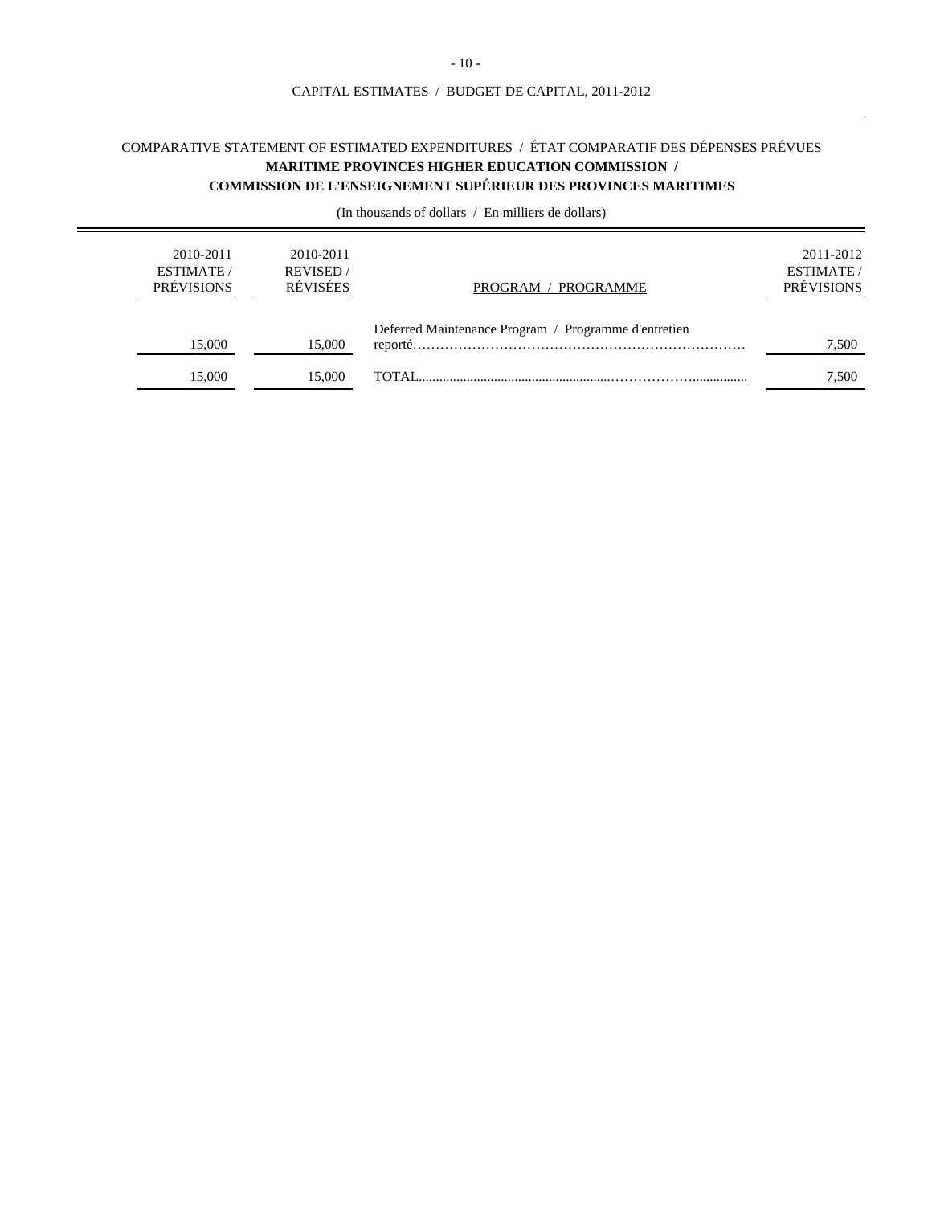CAPITAL ESTIMATES / BUDGET DE CAPITAL, 2011-2012

COMPARATIVE STATEMENT OF ESTIMATED EXPENDITURES / ÉTAT COMPARATIF DES DÉPENSES PRÉVUES

**MARITIME PROVINCES HIGHER EDUCATION COMMISSION /**
**COMMISSION DE L'ENSEIGNEMENT SUPÉRIEUR DES PROVINCES MARITIMES**

(In thousands of dollars / En milliers de dollars)

| 2010-2011 ESTIMATE / PRÉVISIONS | 2010-2011 REVISED / RÉVISÉES | PROGRAM / PROGRAMME | 2011-2012 ESTIMATE / PRÉVISIONS |
|---|---|---|---|
| 15,000 | 15,000 | Deferred Maintenance Program / Programme d'entretien reporté | 7,500 |
| 15,000 | 15,000 | TOTAL | 7,500 |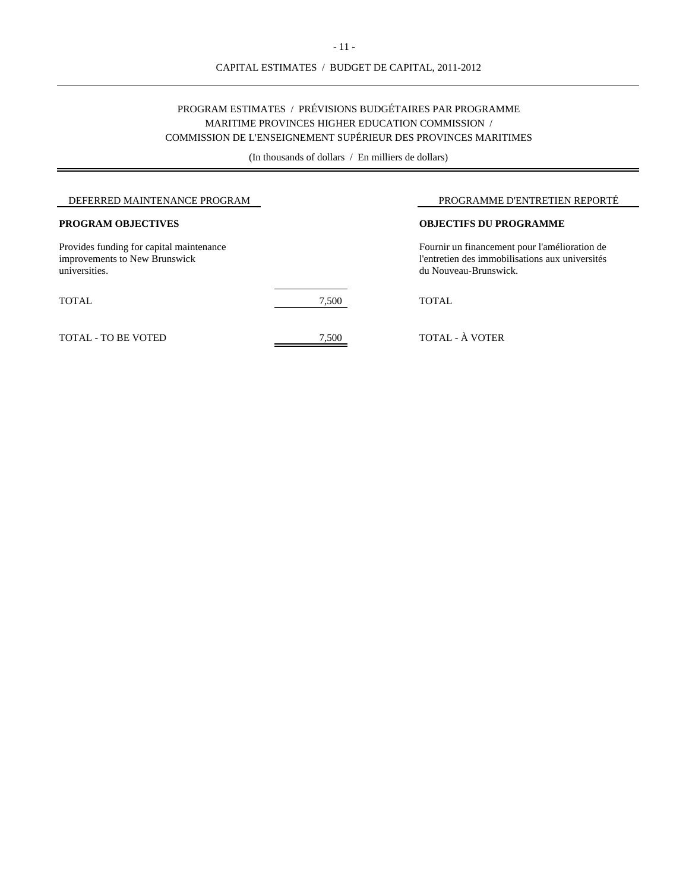PROGRAM ESTIMATES / PRÉVISIONS BUDGÉTAIRES PAR PROGRAMME
MARITIME PROVINCES HIGHER EDUCATION COMMISSION /
COMMISSION DE L'ENSEIGNEMENT SUPÉRIEUR DES PROVINCES MARITIMES

(In thousands of dollars / En milliers de dollars)

| DEFERRED MAINTENANCE PROGRAM | | PROGRAMME D'ENTRETIEN REPORTÉ |
|---|---|---|
| **PROGRAM OBJECTIVES** | | **OBJECTIFS DU PROGRAMME** |
| Provides funding for capital maintenance improvements to New Brunswick universities. | | Fournir un financement pour l'amélioration de l'entretien des immobilisations aux universités du Nouveau-Brunswick. |
| TOTAL | 7,500 | TOTAL |
| TOTAL - TO BE VOTED | 7,500 | TOTAL - À VOTER |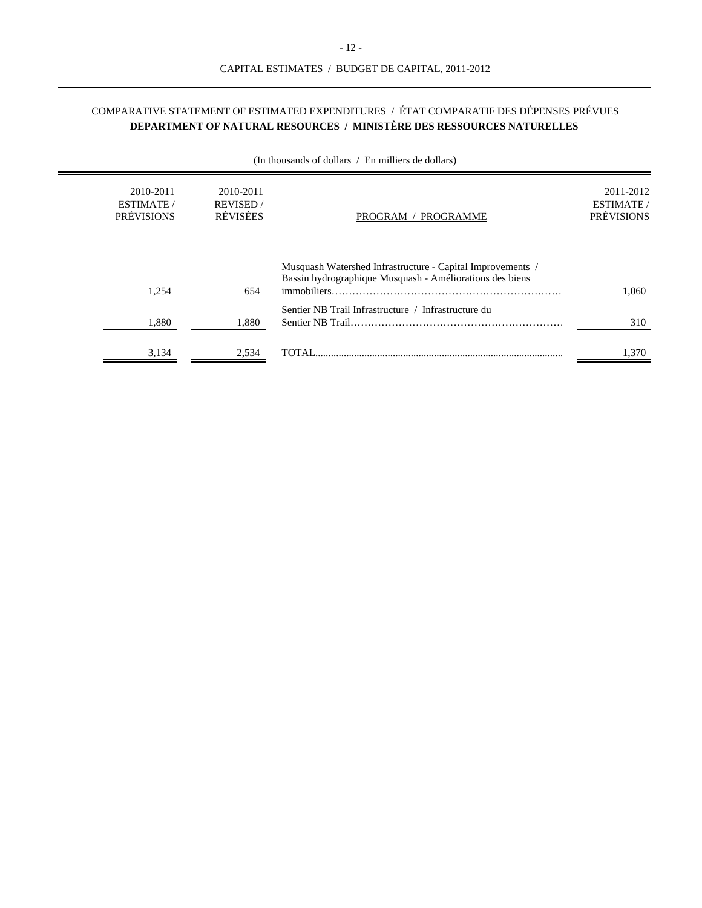## COMPARATIVE STATEMENT OF ESTIMATED EXPENDITURES / ÉTAT COMPARATIF DES DÉPENSES PRÉVUES

## DEPARTMENT OF NATURAL RESOURCES / MINISTÈRE DES RESSOURCES NATURELLES

(In thousands of dollars / En milliers de dollars)

| 2010-2011 ESTIMATE / PRÉVISIONS | 2010-2011 REVISED / RÉVISÉES | PROGRAM / PROGRAMME | 2011-2012 ESTIMATE / PRÉVISIONS |
|---|---|---|---|
| 1,254 | 654 | Musquash Watershed Infrastructure - Capital Improvements / Bassin hydrographique Musquash - Améliorations des biens immobiliers | 1,060 |
| 1,880 | 1,880 | Sentier NB Trail Infrastructure / Infrastructure du Sentier NB Trail | 310 |
| 3,134 | 2,534 | TOTAL | 1,370 |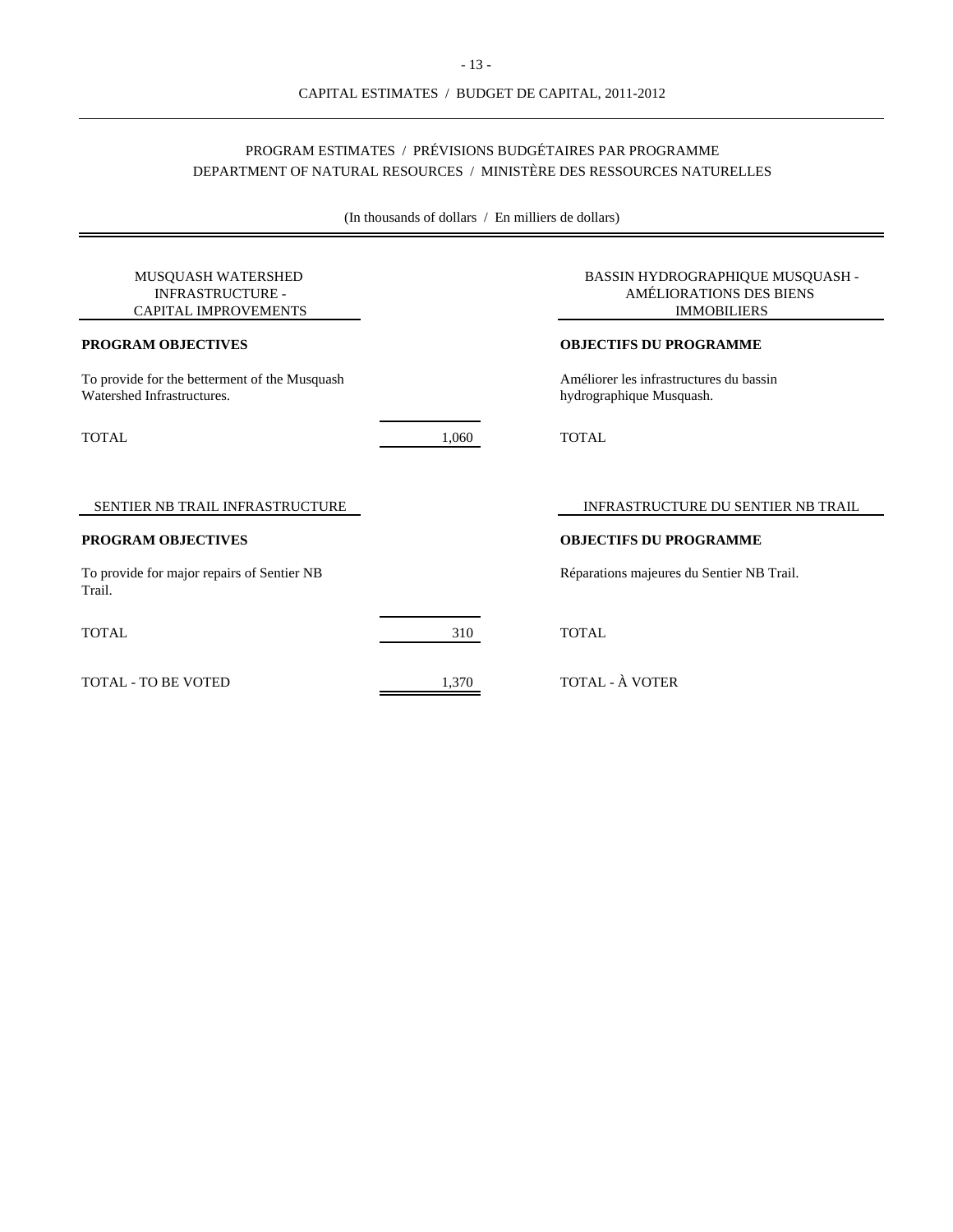CAPITAL ESTIMATES / BUDGET DE CAPITAL, 2011-2012

## PROGRAM ESTIMATES / PRÉVISIONS BUDGÉTAIRES PAR PROGRAMME
## DEPARTMENT OF NATURAL RESOURCES / MINISTÈRE DES RESSOURCES NATURELLES

(In thousands of dollars / En milliers de dollars)

### MUSQUASH WATERSHED INFRASTRUCTURE - CAPITAL IMPROVEMENTS / BASSIN HYDROGRAPHIQUE MUSQUASH - AMÉLIORATIONS DES BIENS IMMOBILIERS

**PROGRAM OBJECTIVES** / **OBJECTIFS DU PROGRAMME**

To provide for the betterment of the Musquash Watershed Infrastructures.

Améliorer les infrastructures du bassin hydrographique Musquash.

| | | |
|---|---|---|
| TOTAL | 1,060 | TOTAL |

### SENTIER NB TRAIL INFRASTRUCTURE / INFRASTRUCTURE DU SENTIER NB TRAIL

**PROGRAM OBJECTIVES** / **OBJECTIFS DU PROGRAMME**

To provide for major repairs of Sentier NB Trail.

Réparations majeures du Sentier NB Trail.

| | | |
|---|---|---|
| TOTAL | 310 | TOTAL |
| TOTAL - TO BE VOTED | 1,370 | TOTAL - À VOTER |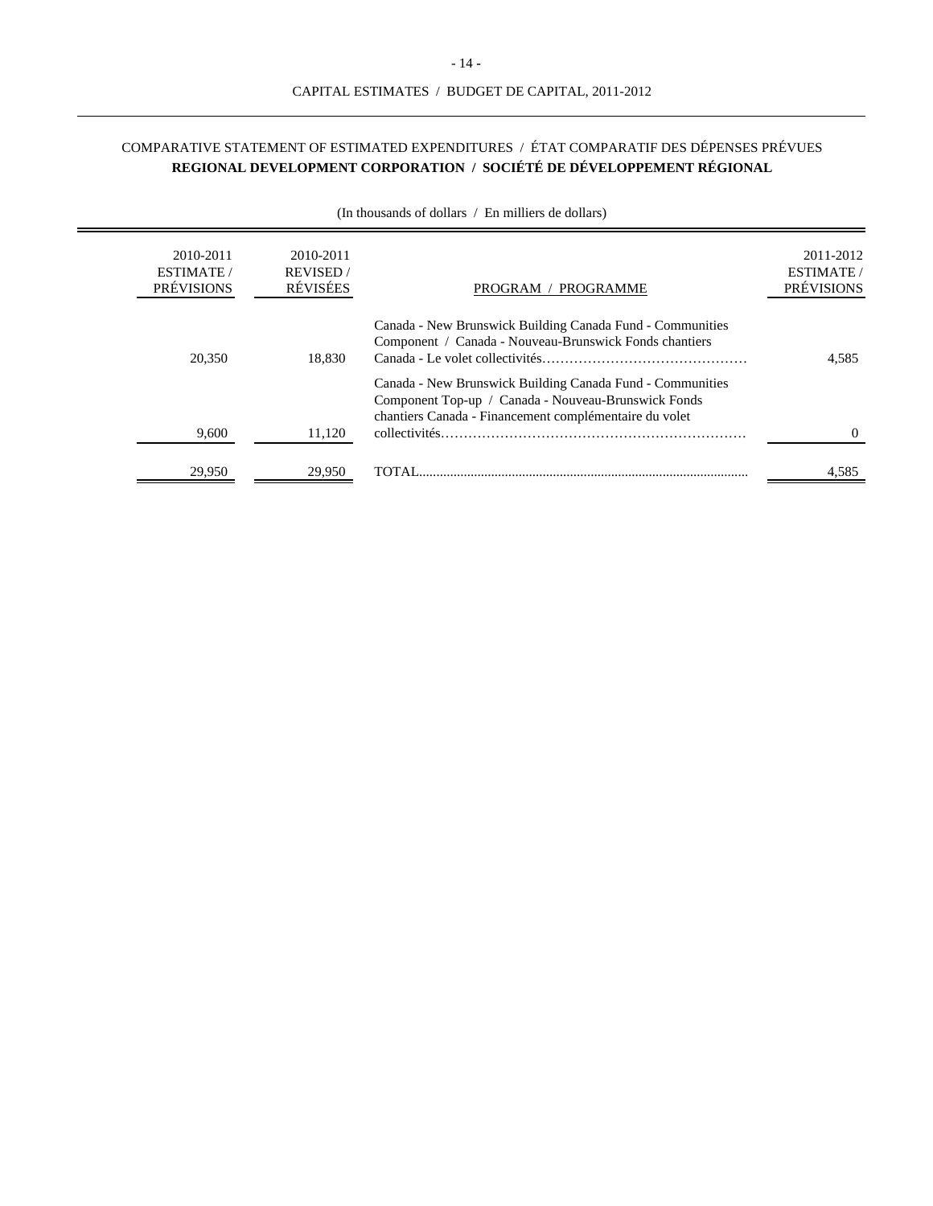## COMPARATIVE STATEMENT OF ESTIMATED EXPENDITURES / ÉTAT COMPARATIF DES DÉPENSES PRÉVUES

### REGIONAL DEVELOPMENT CORPORATION / SOCIÉTÉ DE DÉVELOPPEMENT RÉGIONAL

(In thousands of dollars / En milliers de dollars)

| 2010-2011 ESTIMATE / PRÉVISIONS | 2010-2011 REVISED / RÉVISÉES | PROGRAM / PROGRAMME | 2011-2012 ESTIMATE / PRÉVISIONS |
|---|---|---|---|
| 20,350 | 18,830 | Canada - New Brunswick Building Canada Fund - Communities Component / Canada - Nouveau-Brunswick Fonds chantiers Canada - Le volet collectivités | 4,585 |
| 9,600 | 11,120 | Canada - New Brunswick Building Canada Fund - Communities Component Top-up / Canada - Nouveau-Brunswick Fonds chantiers Canada - Financement complémentaire du volet collectivités | 0 |
| 29,950 | 29,950 | TOTAL | 4,585 |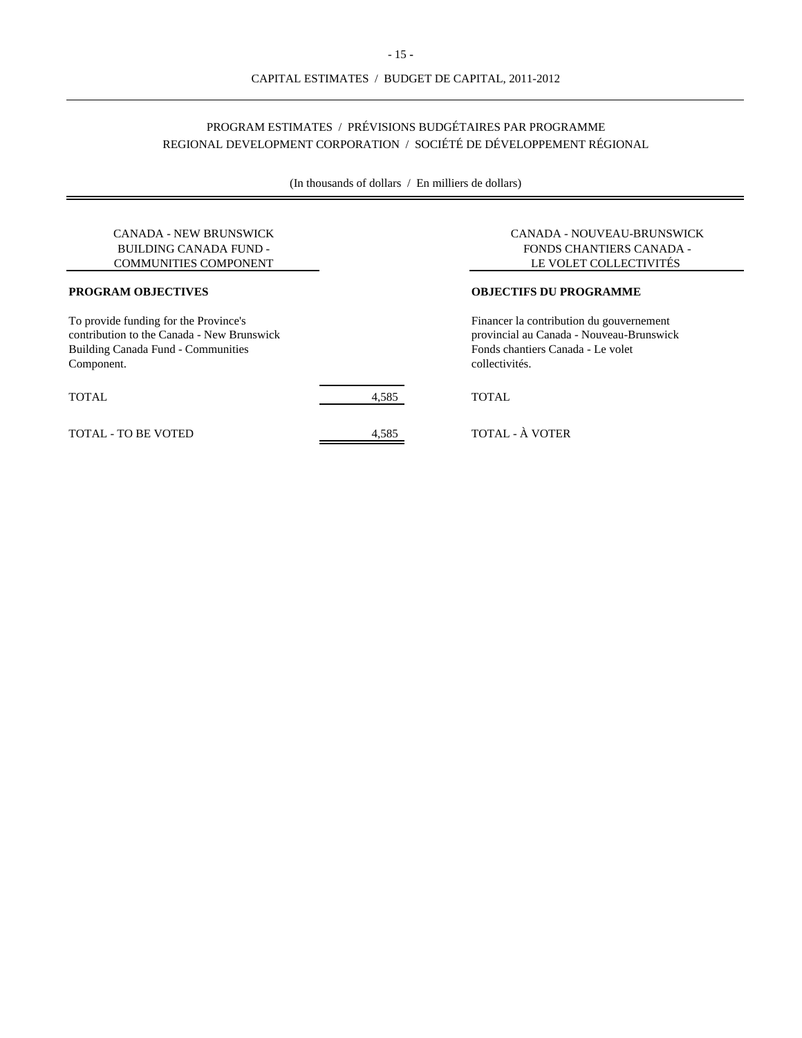# CAPITAL ESTIMATES / BUDGET DE CAPITAL, 2011-2012

## PROGRAM ESTIMATES / PRÉVISIONS BUDGÉTAIRES PAR PROGRAMME
## REGIONAL DEVELOPMENT CORPORATION / SOCIÉTÉ DE DÉVELOPPEMENT RÉGIONAL

(In thousands of dollars / En milliers de dollars)

### CANADA - NEW BRUNSWICK BUILDING CANADA FUND - COMMUNITIES COMPONENT / CANADA - NOUVEAU-BRUNSWICK FONDS CHANTIERS CANADA - LE VOLET COLLECTIVITÉS

**PROGRAM OBJECTIVES**

To provide funding for the Province's contribution to the Canada - New Brunswick Building Canada Fund - Communities Component.

**OBJECTIFS DU PROGRAMME**

Financer la contribution du gouvernement provincial au Canada - Nouveau-Brunswick Fonds chantiers Canada - Le volet collectivités.

| | | |
|---|---|---|
| TOTAL | 4,585 | TOTAL |
| TOTAL - TO BE VOTED | 4,585 | TOTAL - À VOTER |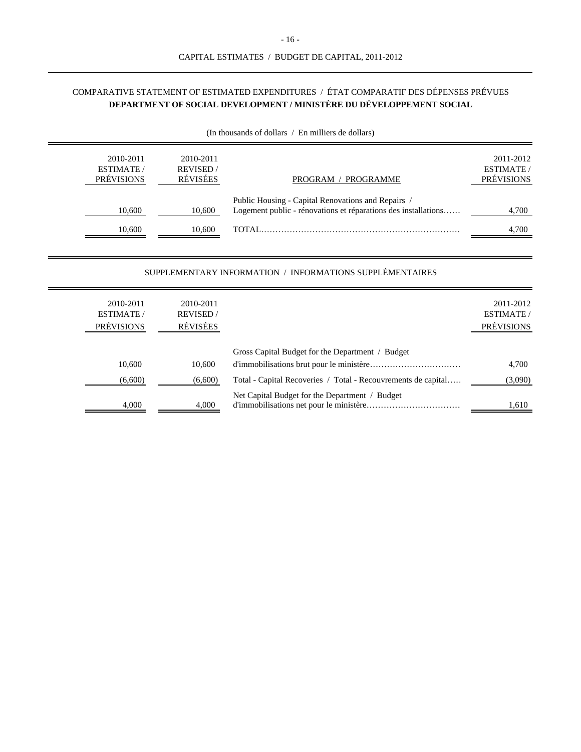CAPITAL ESTIMATES / BUDGET DE CAPITAL, 2011-2012

## COMPARATIVE STATEMENT OF ESTIMATED EXPENDITURES / ÉTAT COMPARATIF DES DÉPENSES PRÉVUES
## **DEPARTMENT OF SOCIAL DEVELOPMENT / MINISTÈRE DU DÉVELOPPEMENT SOCIAL**

(In thousands of dollars / En milliers de dollars)

| 2010-2011 ESTIMATE / PRÉVISIONS | 2010-2011 REVISED / RÉVISÉES | PROGRAM / PROGRAMME | 2011-2012 ESTIMATE / PRÉVISIONS |
|---|---|---|---|
| 10,600 | 10,600 | Public Housing - Capital Renovations and Repairs / Logement public - rénovations et réparations des installations…… | 4,700 |
| 10,600 | 10,600 | TOTAL…………………………………………………………… | 4,700 |

### SUPPLEMENTARY INFORMATION / INFORMATIONS SUPPLÉMENTAIRES

| 2010-2011 ESTIMATE / PRÉVISIONS | 2010-2011 REVISED / RÉVISÉES | | 2011-2012 ESTIMATE / PRÉVISIONS |
|---|---|---|---|
| 10,600 | 10,600 | Gross Capital Budget for the Department / Budget d'immobilisations brut pour le ministère…………………………… | 4,700 |
| (6,600) | (6,600) | Total - Capital Recoveries / Total - Recouvrements de capital….. | (3,090) |
| 4,000 | 4,000 | Net Capital Budget for the Department / Budget d'immobilisations net pour le ministère…………………………… | 1,610 |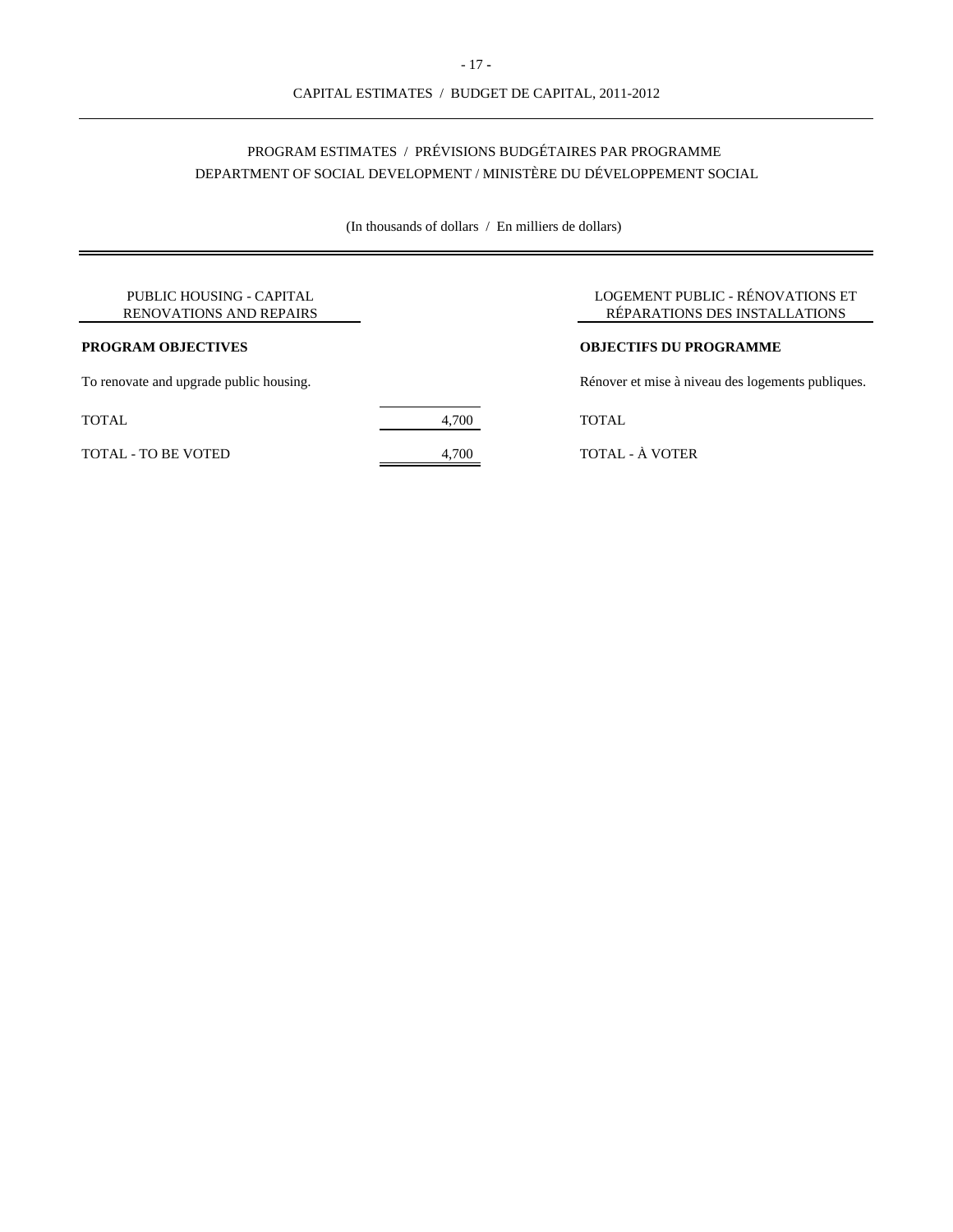CAPITAL ESTIMATES / BUDGET DE CAPITAL, 2011-2012

PROGRAM ESTIMATES / PRÉVISIONS BUDGÉTAIRES PAR PROGRAMME
DEPARTMENT OF SOCIAL DEVELOPMENT / MINISTÈRE DU DÉVELOPPEMENT SOCIAL

(In thousands of dollars / En milliers de dollars)

| PUBLIC HOUSING - CAPITAL RENOVATIONS AND REPAIRS | | LOGEMENT PUBLIC - RÉNOVATIONS ET RÉPARATIONS DES INSTALLATIONS |
|---|---|---|
| **PROGRAM OBJECTIVES** | | **OBJECTIFS DU PROGRAMME** |
| To renovate and upgrade public housing. | | Rénover et mise à niveau des logements publiques. |
| TOTAL | 4,700 | TOTAL |
| TOTAL - TO BE VOTED | 4,700 | TOTAL - À VOTER |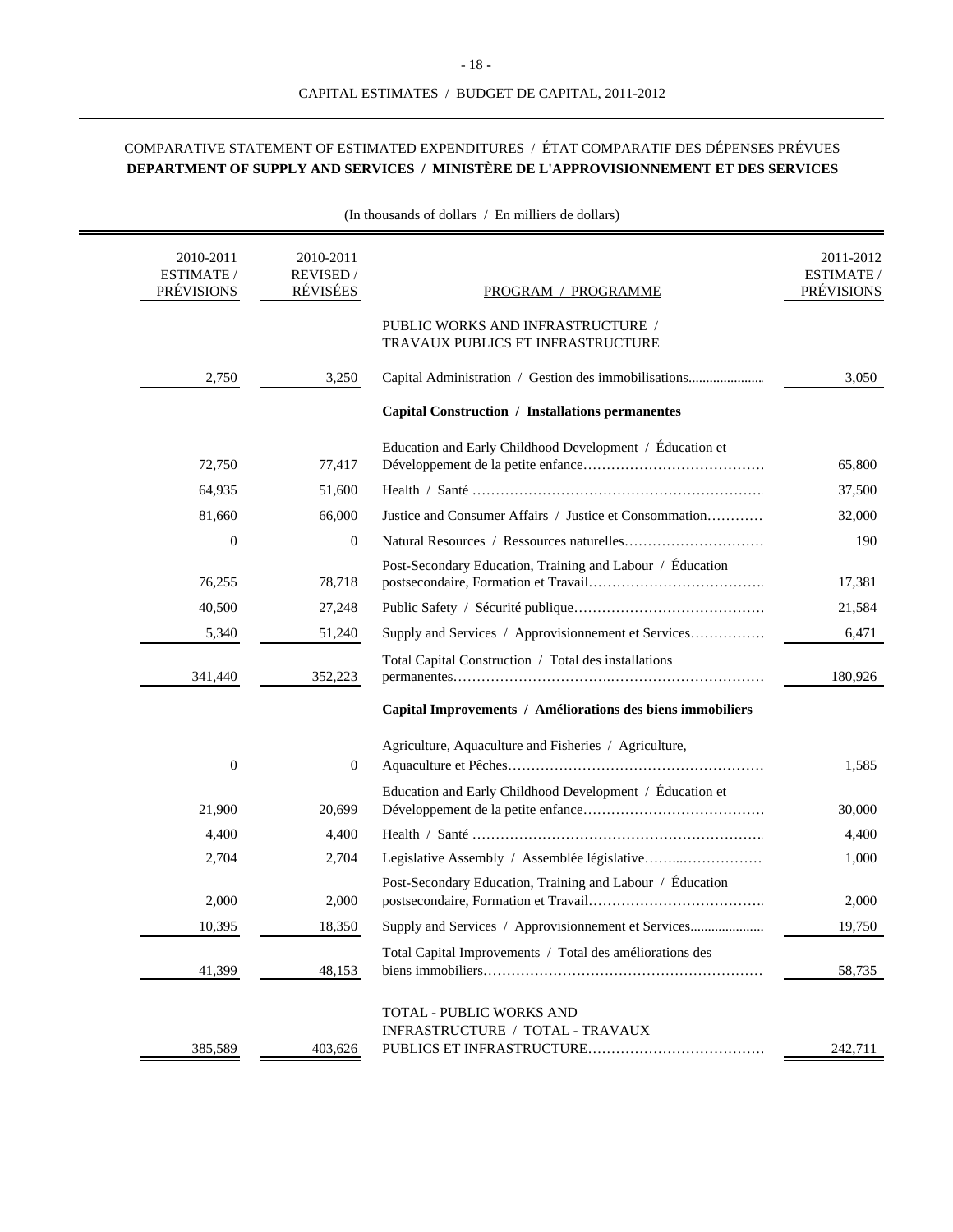CAPITAL ESTIMATES / BUDGET DE CAPITAL, 2011-2012

COMPARATIVE STATEMENT OF ESTIMATED EXPENDITURES / ÉTAT COMPARATIF DES DÉPENSES PRÉVUES

**DEPARTMENT OF SUPPLY AND SERVICES / MINISTÈRE DE L'APPROVISIONNEMENT ET DES SERVICES**

(In thousands of dollars / En milliers de dollars)

| 2010-2011 ESTIMATE / PRÉVISIONS | 2010-2011 REVISED / RÉVISÉES | PROGRAM / PROGRAMME | 2011-2012 ESTIMATE / PRÉVISIONS |
|---|---|---|---|
| | | PUBLIC WORKS AND INFRASTRUCTURE / TRAVAUX PUBLICS ET INFRASTRUCTURE | |
| 2,750 | 3,250 | Capital Administration / Gestion des immobilisations | 3,050 |
| | | **Capital Construction / Installations permanentes** | |
| 72,750 | 77,417 | Education and Early Childhood Development / Éducation et Développement de la petite enfance | 65,800 |
| 64,935 | 51,600 | Health / Santé | 37,500 |
| 81,660 | 66,000 | Justice and Consumer Affairs / Justice et Consommation | 32,000 |
| 0 | 0 | Natural Resources / Ressources naturelles | 190 |
| 76,255 | 78,718 | Post-Secondary Education, Training and Labour / Éducation postsecondaire, Formation et Travail | 17,381 |
| 40,500 | 27,248 | Public Safety / Sécurité publique | 21,584 |
| 5,340 | 51,240 | Supply and Services / Approvisionnement et Services | 6,471 |
| 341,440 | 352,223 | Total Capital Construction / Total des installations permanentes | 180,926 |
| | | **Capital Improvements / Améliorations des biens immobiliers** | |
| 0 | 0 | Agriculture, Aquaculture and Fisheries / Agriculture, Aquaculture et Pêches | 1,585 |
| 21,900 | 20,699 | Education and Early Childhood Development / Éducation et Développement de la petite enfance | 30,000 |
| 4,400 | 4,400 | Health / Santé | 4,400 |
| 2,704 | 2,704 | Legislative Assembly / Assemblée législative | 1,000 |
| 2,000 | 2,000 | Post-Secondary Education, Training and Labour / Éducation postsecondaire, Formation et Travail | 2,000 |
| 10,395 | 18,350 | Supply and Services / Approvisionnement et Services | 19,750 |
| 41,399 | 48,153 | Total Capital Improvements / Total des améliorations des biens immobiliers | 58,735 |
| 385,589 | 403,626 | TOTAL - PUBLIC WORKS AND INFRASTRUCTURE / TOTAL - TRAVAUX PUBLICS ET INFRASTRUCTURE | 242,711 |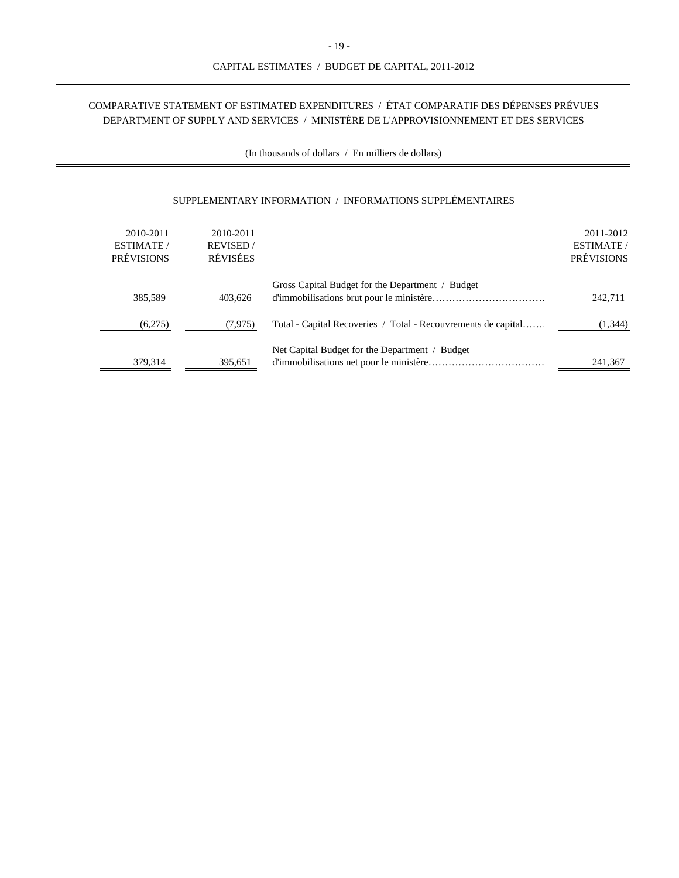CAPITAL ESTIMATES / BUDGET DE CAPITAL, 2011-2012

## COMPARATIVE STATEMENT OF ESTIMATED EXPENDITURES / ÉTAT COMPARATIF DES DÉPENSES PRÉVUES
## DEPARTMENT OF SUPPLY AND SERVICES / MINISTÈRE DE L'APPROVISIONNEMENT ET DES SERVICES

(In thousands of dollars / En milliers de dollars)

### SUPPLEMENTARY INFORMATION / INFORMATIONS SUPPLÉMENTAIRES

| 2010-2011 ESTIMATE / PRÉVISIONS | 2010-2011 REVISED / RÉVISÉES | | 2011-2012 ESTIMATE / PRÉVISIONS |
|---|---|---|---|
| 385,589 | 403,626 | Gross Capital Budget for the Department / Budget d'immobilisations brut pour le ministère | 242,711 |
| (6,275) | (7,975) | Total - Capital Recoveries / Total - Recouvrements de capital | (1,344) |
| 379,314 | 395,651 | Net Capital Budget for the Department / Budget d'immobilisations net pour le ministère | 241,367 |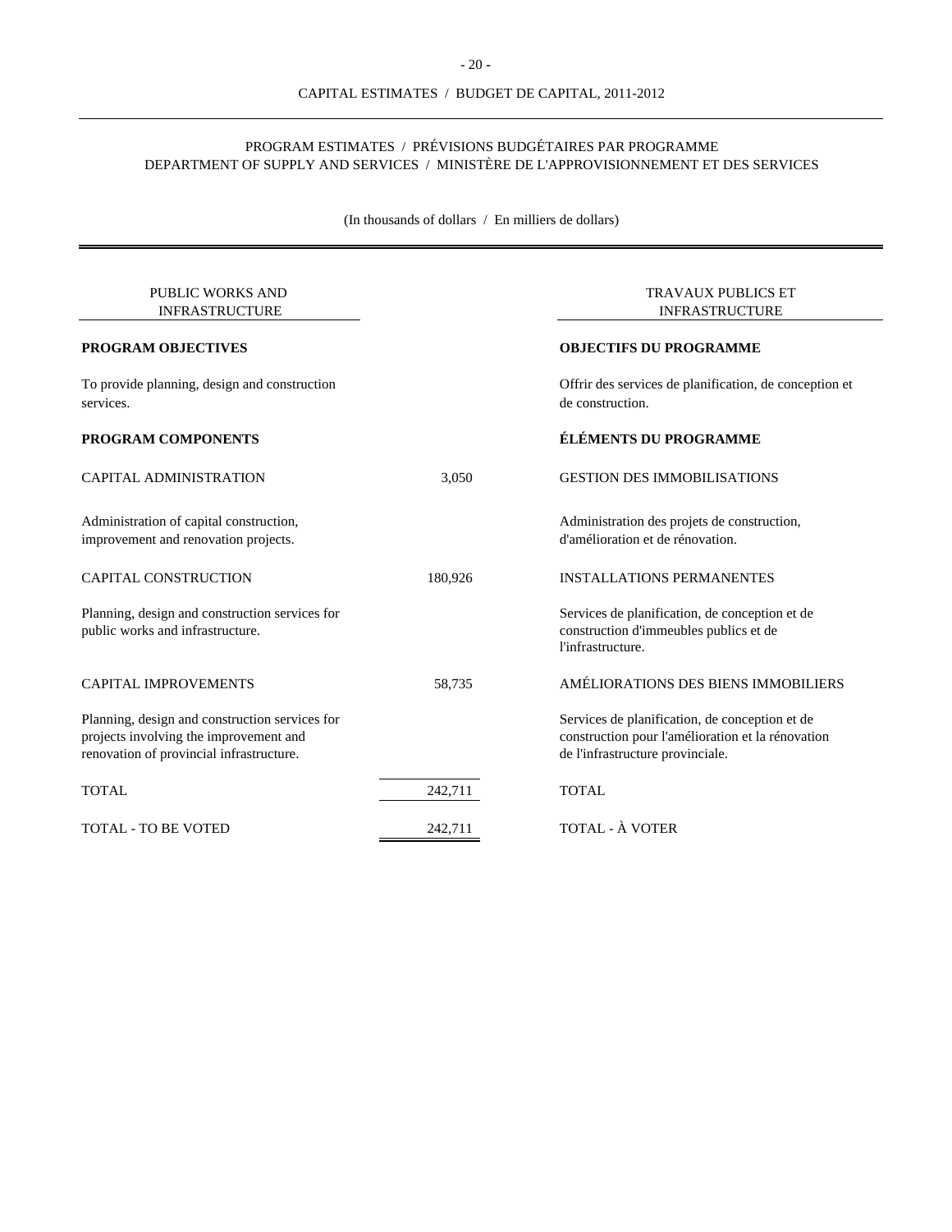# CAPITAL ESTIMATES / BUDGET DE CAPITAL, 2011-2012

## PROGRAM ESTIMATES / PRÉVISIONS BUDGÉTAIRES PAR PROGRAMME
## DEPARTMENT OF SUPPLY AND SERVICES / MINISTÈRE DE L'APPROVISIONNEMENT ET DES SERVICES

(In thousands of dollars / En milliers de dollars)

| PUBLIC WORKS AND INFRASTRUCTURE | | TRAVAUX PUBLICS ET INFRASTRUCTURE |
|---|---|---|
| **PROGRAM OBJECTIVES** | | **OBJECTIFS DU PROGRAMME** |
| To provide planning, design and construction services. | | Offrir des services de planification, de conception et de construction. |
| **PROGRAM COMPONENTS** | | **ÉLÉMENTS DU PROGRAMME** |
| CAPITAL ADMINISTRATION | 3,050 | GESTION DES IMMOBILISATIONS |
| Administration of capital construction, improvement and renovation projects. | | Administration des projets de construction, d'amélioration et de rénovation. |
| CAPITAL CONSTRUCTION | 180,926 | INSTALLATIONS PERMANENTES |
| Planning, design and construction services for public works and infrastructure. | | Services de planification, de conception et de construction d'immeubles publics et de l'infrastructure. |
| CAPITAL IMPROVEMENTS | 58,735 | AMÉLIORATIONS DES BIENS IMMOBILIERS |
| Planning, design and construction services for projects involving the improvement and renovation of provincial infrastructure. | | Services de planification, de conception et de construction pour l'amélioration et la rénovation de l'infrastructure provinciale. |
| TOTAL | 242,711 | TOTAL |
| TOTAL - TO BE VOTED | 242,711 | TOTAL - À VOTER |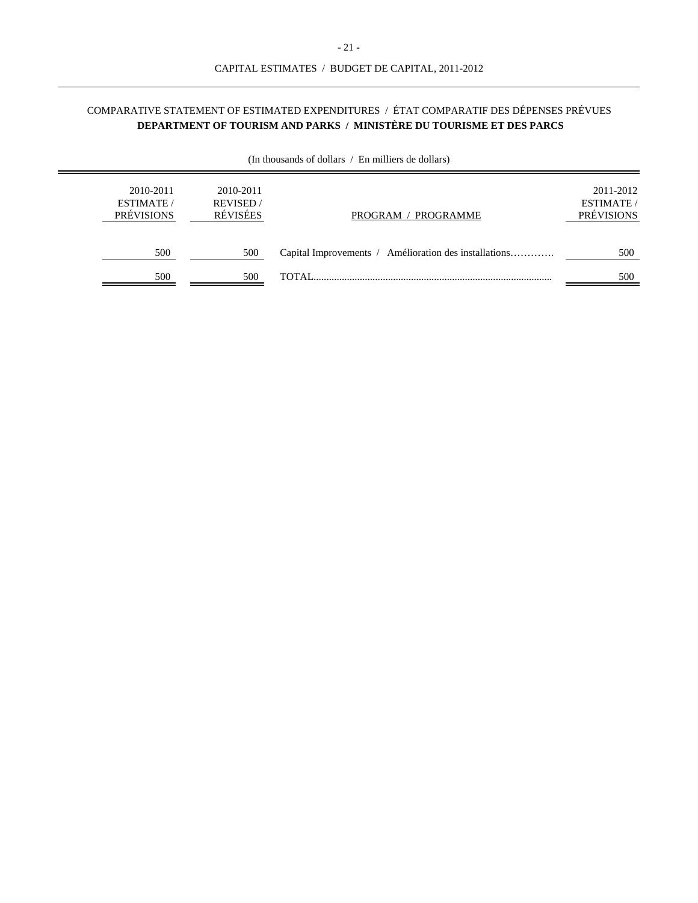COMPARATIVE STATEMENT OF ESTIMATED EXPENDITURES / ÉTAT COMPARATIF DES DÉPENSES PRÉVUES

**DEPARTMENT OF TOURISM AND PARKS / MINISTÈRE DU TOURISME ET DES PARCS**

(In thousands of dollars / En milliers de dollars)

| 2010-2011 ESTIMATE / PRÉVISIONS | 2010-2011 REVISED / RÉVISÉES | PROGRAM / PROGRAMME | 2011-2012 ESTIMATE / PRÉVISIONS |
|---|---|---|---|
| 500 | 500 | Capital Improvements / Amélioration des installations………… | 500 |
| 500 | 500 | TOTAL............................................................................................ | 500 |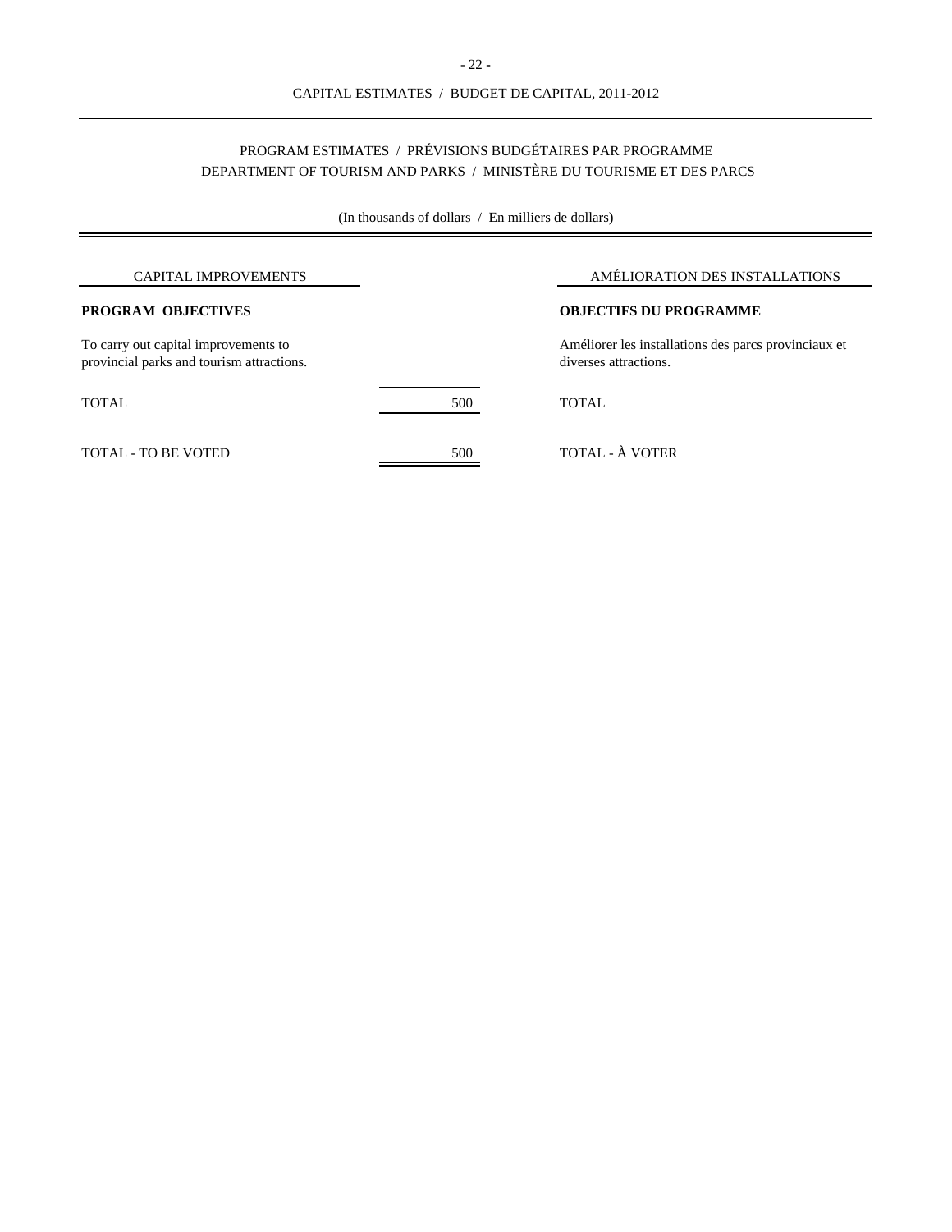CAPITAL ESTIMATES / BUDGET DE CAPITAL, 2011-2012

## PROGRAM ESTIMATES / PRÉVISIONS BUDGÉTAIRES PAR PROGRAMME
## DEPARTMENT OF TOURISM AND PARKS / MINISTÈRE DU TOURISME ET DES PARCS

(In thousands of dollars / En milliers de dollars)

| CAPITAL IMPROVEMENTS | | AMÉLIORATION DES INSTALLATIONS |
|---|---|---|
| **PROGRAM OBJECTIVES** | | **OBJECTIFS DU PROGRAMME** |
| To carry out capital improvements to provincial parks and tourism attractions. | | Améliorer les installations des parcs provinciaux et diverses attractions. |
| TOTAL | 500 | TOTAL |
| TOTAL - TO BE VOTED | 500 | TOTAL - À VOTER |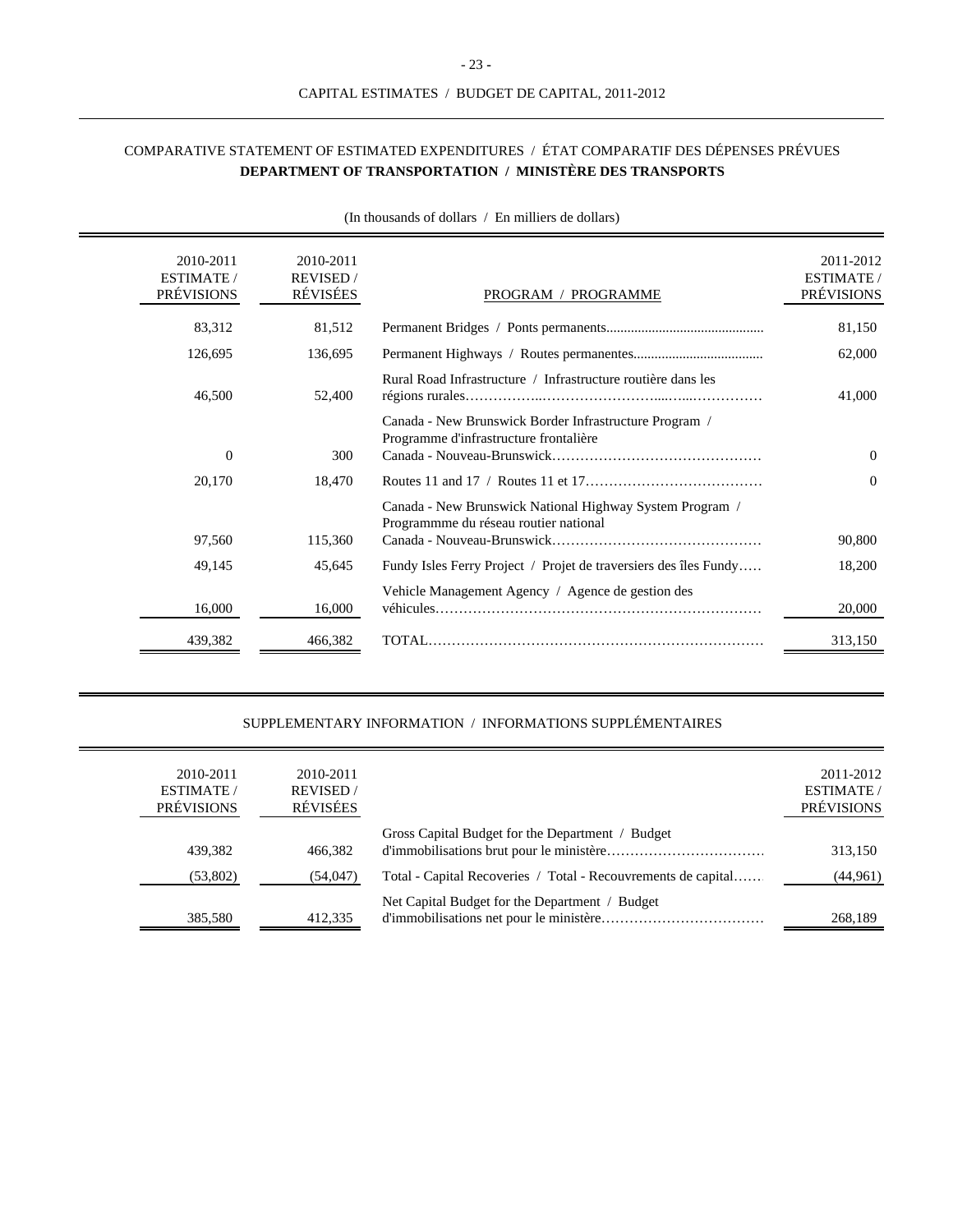CAPITAL ESTIMATES / BUDGET DE CAPITAL, 2011-2012

COMPARATIVE STATEMENT OF ESTIMATED EXPENDITURES / ÉTAT COMPARATIF DES DÉPENSES PRÉVUES

**DEPARTMENT OF TRANSPORTATION / MINISTÈRE DES TRANSPORTS**

(In thousands of dollars / En milliers de dollars)

| 2010-2011 ESTIMATE / PRÉVISIONS | 2010-2011 REVISED / RÉVISÉES | PROGRAM / PROGRAMME | 2011-2012 ESTIMATE / PRÉVISIONS |
|---|---|---|---|
| 83,312 | 81,512 | Permanent Bridges / Ponts permanents | 81,150 |
| 126,695 | 136,695 | Permanent Highways / Routes permanentes | 62,000 |
| 46,500 | 52,400 | Rural Road Infrastructure / Infrastructure routière dans les régions rurales | 41,000 |
| 0 | 300 | Canada - New Brunswick Border Infrastructure Program / Programme d'infrastructure frontalière Canada - Nouveau-Brunswick | 0 |
| 20,170 | 18,470 | Routes 11 and 17 / Routes 11 et 17 | 0 |
| 97,560 | 115,360 | Canada - New Brunswick National Highway System Program / Programmme du réseau routier national Canada - Nouveau-Brunswick | 90,800 |
| 49,145 | 45,645 | Fundy Isles Ferry Project / Projet de traversiers des îles Fundy | 18,200 |
| 16,000 | 16,000 | Vehicle Management Agency / Agence de gestion des véhicules | 20,000 |
| 439,382 | 466,382 | TOTAL | 313,150 |

SUPPLEMENTARY INFORMATION / INFORMATIONS SUPPLÉMENTAIRES

| 2010-2011 ESTIMATE / PRÉVISIONS | 2010-2011 REVISED / RÉVISÉES | | 2011-2012 ESTIMATE / PRÉVISIONS |
|---|---|---|---|
| 439,382 | 466,382 | Gross Capital Budget for the Department / Budget d'immobilisations brut pour le ministère | 313,150 |
| (53,802) | (54,047) | Total - Capital Recoveries / Total - Recouvrements de capital | (44,961) |
| 385,580 | 412,335 | Net Capital Budget for the Department / Budget d'immobilisations net pour le ministère | 268,189 |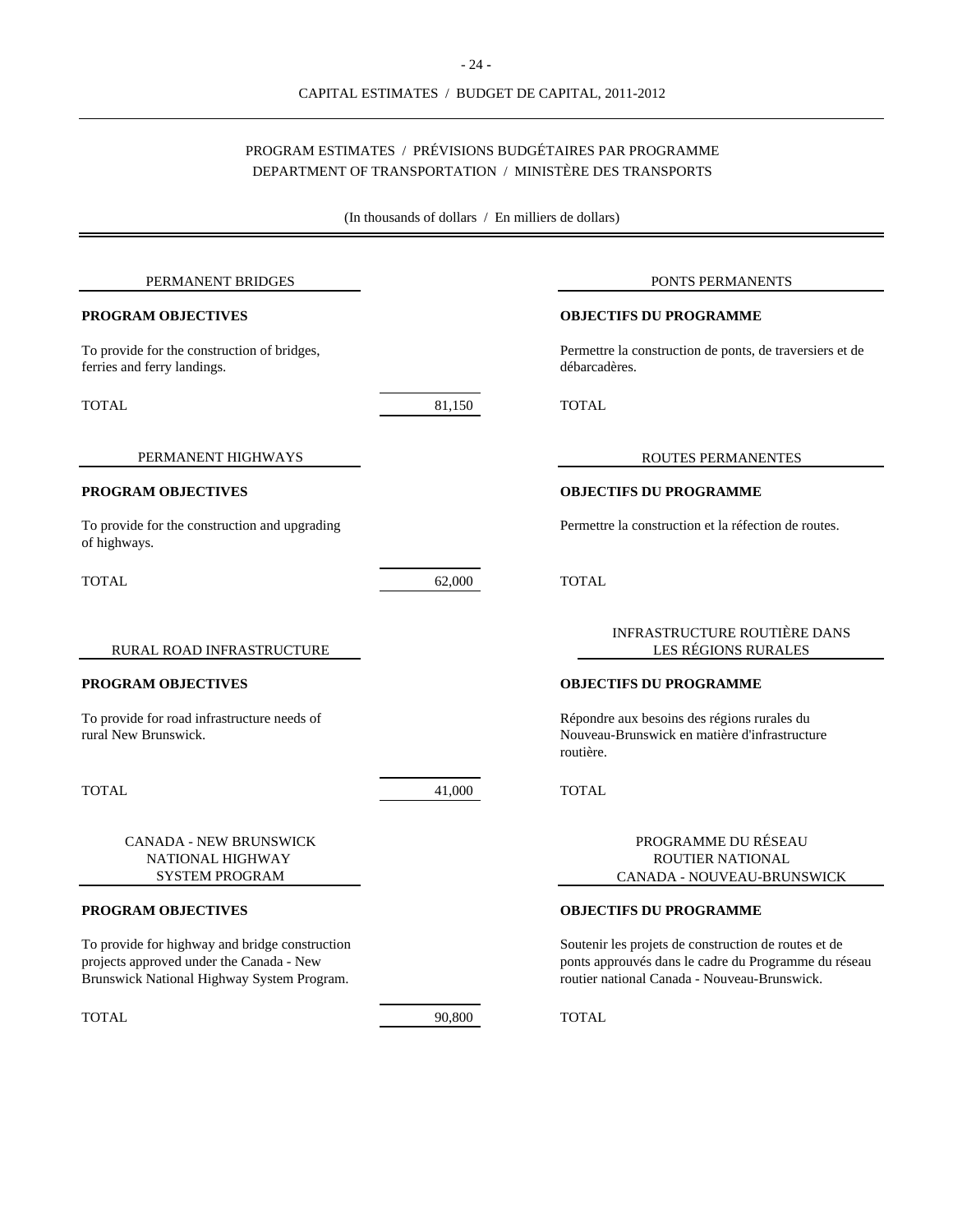CAPITAL ESTIMATES / BUDGET DE CAPITAL, 2011-2012

PROGRAM ESTIMATES / PRÉVISIONS BUDGÉTAIRES PAR PROGRAMME
DEPARTMENT OF TRANSPORTATION / MINISTÈRE DES TRANSPORTS

(In thousands of dollars / En milliers de dollars)

## PERMANENT BRIDGES / PONTS PERMANENTS

**PROGRAM OBJECTIVES**

To provide for the construction of bridges, ferries and ferry landings.

**OBJECTIFS DU PROGRAMME**

Permettre la construction de ponts, de traversiers et de débarcadères.

| TOTAL | 81,150 | TOTAL |
|---|---|---|

## PERMANENT HIGHWAYS / ROUTES PERMANENTES

**PROGRAM OBJECTIVES**

To provide for the construction and upgrading of highways.

**OBJECTIFS DU PROGRAMME**

Permettre la construction et la réfection de routes.

| TOTAL | 62,000 | TOTAL |
|---|---|---|

## RURAL ROAD INFRASTRUCTURE / INFRASTRUCTURE ROUTIÈRE DANS LES RÉGIONS RURALES

**PROGRAM OBJECTIVES**

To provide for road infrastructure needs of rural New Brunswick.

**OBJECTIFS DU PROGRAMME**

Répondre aux besoins des régions rurales du Nouveau-Brunswick en matière d'infrastructure routière.

| TOTAL | 41,000 | TOTAL |
|---|---|---|

## CANADA - NEW BRUNSWICK NATIONAL HIGHWAY SYSTEM PROGRAM / PROGRAMME DU RÉSEAU ROUTIER NATIONAL CANADA - NOUVEAU-BRUNSWICK

**PROGRAM OBJECTIVES**

To provide for highway and bridge construction projects approved under the Canada - New Brunswick National Highway System Program.

**OBJECTIFS DU PROGRAMME**

Soutenir les projets de construction de routes et de ponts approuvés dans le cadre du Programme du réseau routier national Canada - Nouveau-Brunswick.

| TOTAL | 90,800 | TOTAL |
|---|---|---|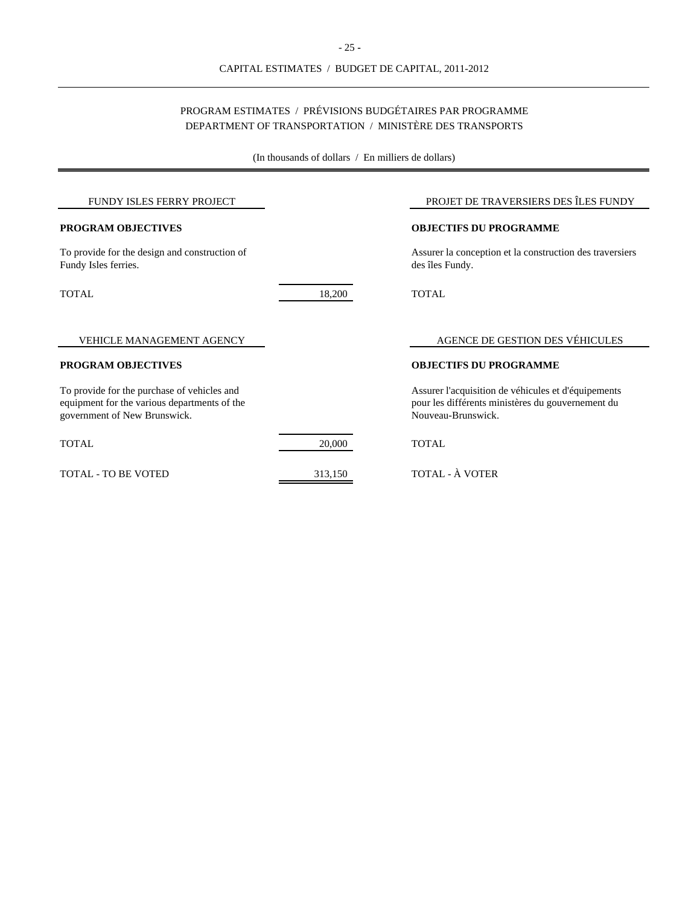CAPITAL ESTIMATES / BUDGET DE CAPITAL, 2011-2012

PROGRAM ESTIMATES / PRÉVISIONS BUDGÉTAIRES PAR PROGRAMME
DEPARTMENT OF TRANSPORTATION / MINISTÈRE DES TRANSPORTS

(In thousands of dollars / En milliers de dollars)

## FUNDY ISLES FERRY PROJECT / PROJET DE TRAVERSIERS DES ÎLES FUNDY

**PROGRAM OBJECTIVES**

To provide for the design and construction of Fundy Isles ferries.

**OBJECTIFS DU PROGRAMME**

Assurer la conception et la construction des traversiers des îles Fundy.

| | | |
|---|---|---|
| TOTAL | 18,200 | TOTAL |

## VEHICLE MANAGEMENT AGENCY / AGENCE DE GESTION DES VÉHICULES

**PROGRAM OBJECTIVES**

To provide for the purchase of vehicles and equipment for the various departments of the government of New Brunswick.

**OBJECTIFS DU PROGRAMME**

Assurer l'acquisition de véhicules et d'équipements pour les différents ministères du gouvernement du Nouveau-Brunswick.

| | | |
|---|---|---|
| TOTAL | 20,000 | TOTAL |
| TOTAL - TO BE VOTED | 313,150 | TOTAL - À VOTER |